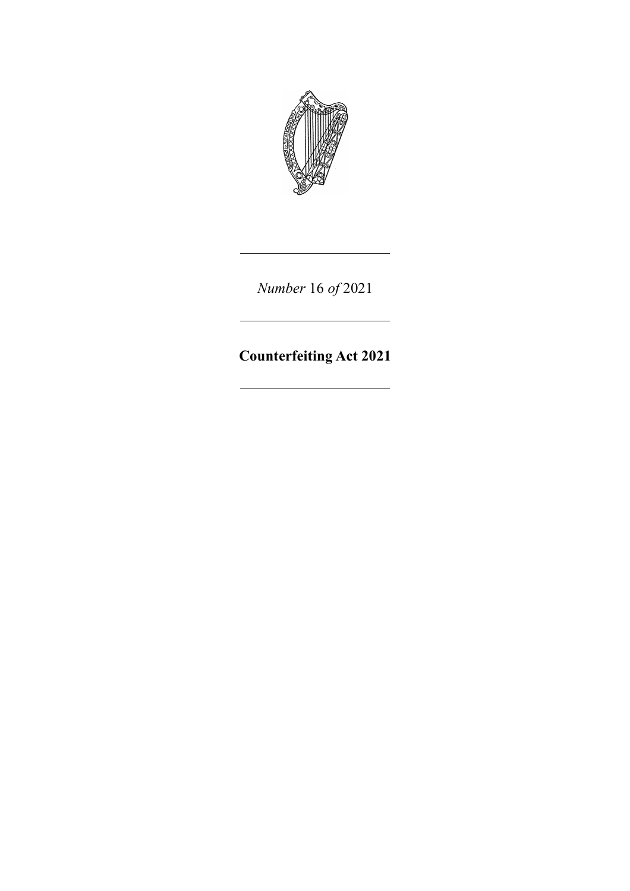*Number* 16 *of* 2021

---

**Counterfeiting Act 2021**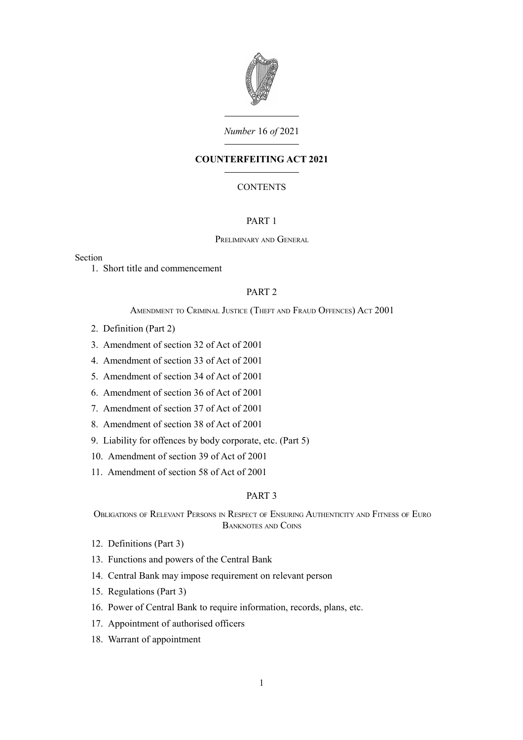*Number* 16 *of* 2021

# COUNTERFEITING ACT 2021

CONTENTS

## PART 1

Preliminary and General

Section

1. Short title and commencement

## PART 2

Amendment to Criminal Justice (Theft and Fraud Offences) Act 2001

2. Definition (Part 2)
3. Amendment of section 32 of Act of 2001
4. Amendment of section 33 of Act of 2001
5. Amendment of section 34 of Act of 2001
6. Amendment of section 36 of Act of 2001
7. Amendment of section 37 of Act of 2001
8. Amendment of section 38 of Act of 2001
9. Liability for offences by body corporate, etc. (Part 5)
10. Amendment of section 39 of Act of 2001
11. Amendment of section 58 of Act of 2001

## PART 3

Obligations of Relevant Persons in Respect of Ensuring Authenticity and Fitness of Euro Banknotes and Coins

12. Definitions (Part 3)
13. Functions and powers of the Central Bank
14. Central Bank may impose requirement on relevant person
15. Regulations (Part 3)
16. Power of Central Bank to require information, records, plans, etc.
17. Appointment of authorised officers
18. Warrant of appointment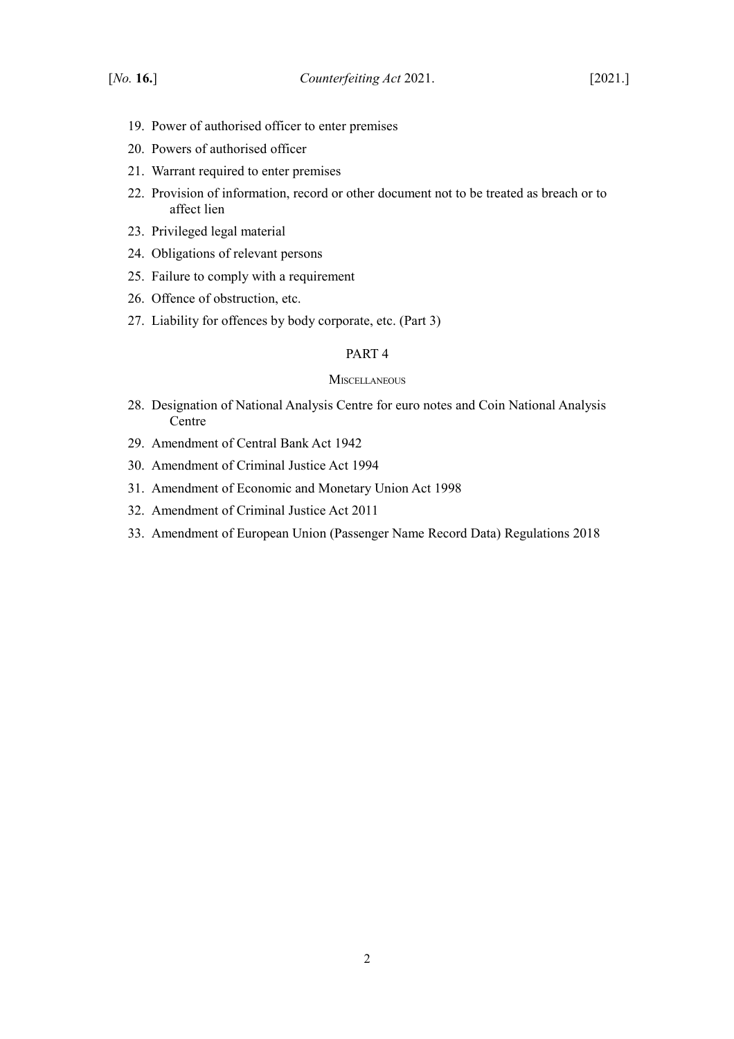19. Power of authorised officer to enter premises
20. Powers of authorised officer
21. Warrant required to enter premises
22. Provision of information, record or other document not to be treated as breach or to affect lien
23. Privileged legal material
24. Obligations of relevant persons
25. Failure to comply with a requirement
26. Offence of obstruction, etc.
27. Liability for offences by body corporate, etc. (Part 3)

PART 4

MISCELLANEOUS

28. Designation of National Analysis Centre for euro notes and Coin National Analysis Centre
29. Amendment of Central Bank Act 1942
30. Amendment of Criminal Justice Act 1994
31. Amendment of Economic and Monetary Union Act 1998
32. Amendment of Criminal Justice Act 2011
33. Amendment of European Union (Passenger Name Record Data) Regulations 2018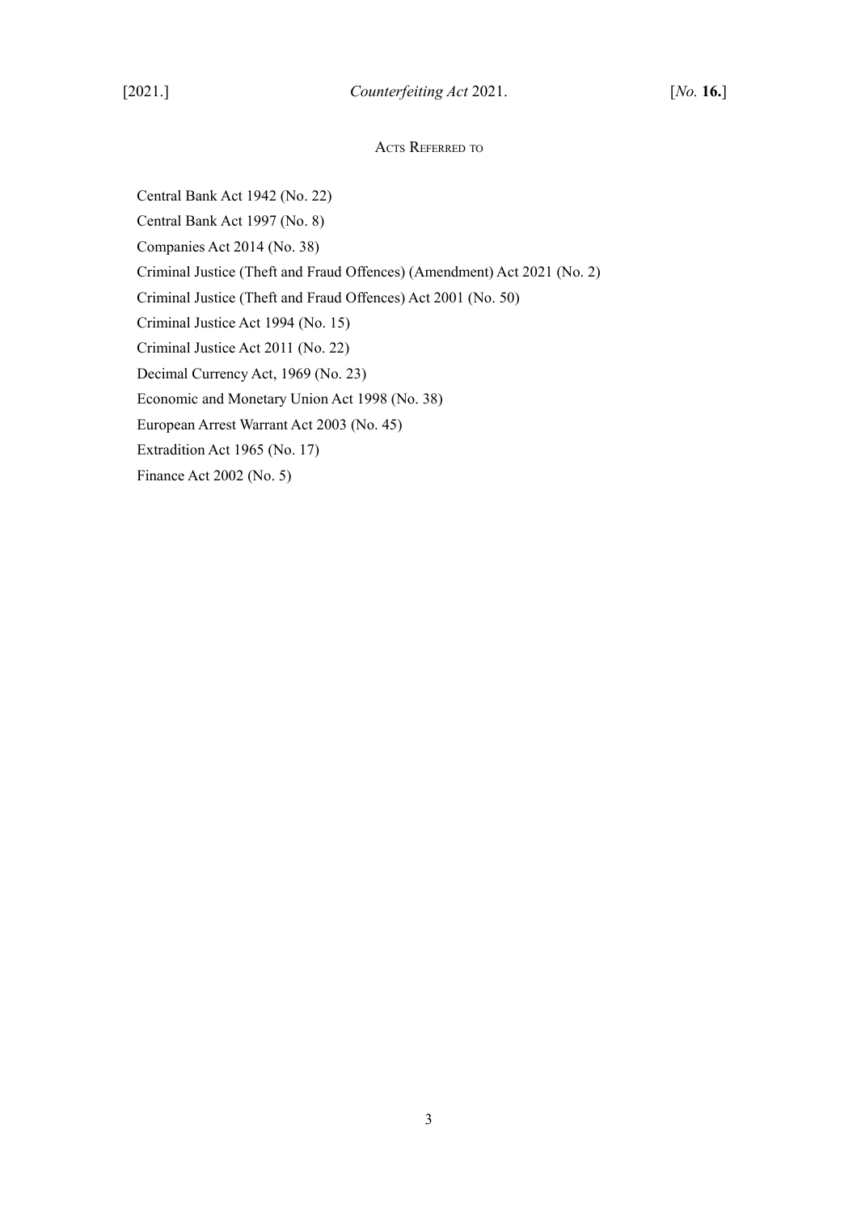## Acts Referred to

Central Bank Act 1942 (No. 22)

Central Bank Act 1997 (No. 8)

Companies Act 2014 (No. 38)

Criminal Justice (Theft and Fraud Offences) (Amendment) Act 2021 (No. 2)

Criminal Justice (Theft and Fraud Offences) Act 2001 (No. 50)

Criminal Justice Act 1994 (No. 15)

Criminal Justice Act 2011 (No. 22)

Decimal Currency Act, 1969 (No. 23)

Economic and Monetary Union Act 1998 (No. 38)

European Arrest Warrant Act 2003 (No. 45)

Extradition Act 1965 (No. 17)

Finance Act 2002 (No. 5)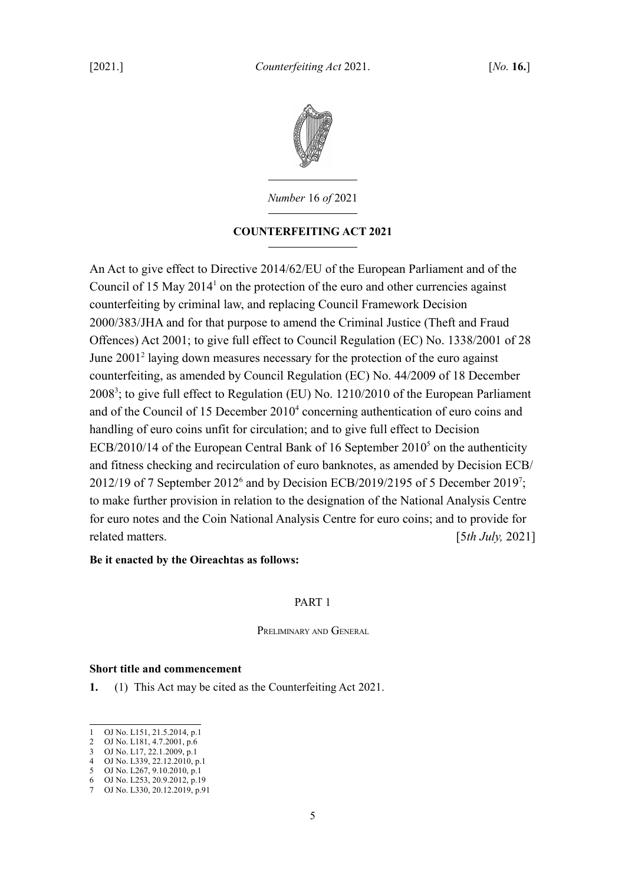*Number* 16 *of* 2021

**COUNTERFEITING ACT 2021**

An Act to give effect to Directive 2014/62/EU of the European Parliament and of the Council of 15 May 2014[1] on the protection of the euro and other currencies against counterfeiting by criminal law, and replacing Council Framework Decision 2000/383/JHA and for that purpose to amend the Criminal Justice (Theft and Fraud Offences) Act 2001; to give full effect to Council Regulation (EC) No. 1338/2001 of 28 June 2001[2] laying down measures necessary for the protection of the euro against counterfeiting, as amended by Council Regulation (EC) No. 44/2009 of 18 December 2008[3]; to give full effect to Regulation (EU) No. 1210/2010 of the European Parliament and of the Council of 15 December 2010[4] concerning authentication of euro coins and handling of euro coins unfit for circulation; and to give full effect to Decision ECB/2010/14 of the European Central Bank of 16 September 2010[5] on the authenticity and fitness checking and recirculation of euro banknotes, as amended by Decision ECB/2012/19 of 7 September 2012[6] and by Decision ECB/2019/2195 of 5 December 2019[7]; to make further provision in relation to the designation of the National Analysis Centre for euro notes and the Coin National Analysis Centre for euro coins; and to provide for related matters. [5*th July,* 2021]

**Be it enacted by the Oireachtas as follows:**

PART 1

PRELIMINARY AND GENERAL

**Short title and commencement**

**1.** (1) This Act may be cited as the Counterfeiting Act 2021.

1 OJ No. L151, 21.5.2014, p.1
2 OJ No. L181, 4.7.2001, p.6
3 OJ No. L17, 22.1.2009, p.1
4 OJ No. L339, 22.12.2010, p.1
5 OJ No. L267, 9.10.2010, p.1
6 OJ No. L253, 20.9.2012, p.19
7 OJ No. L330, 20.12.2019, p.91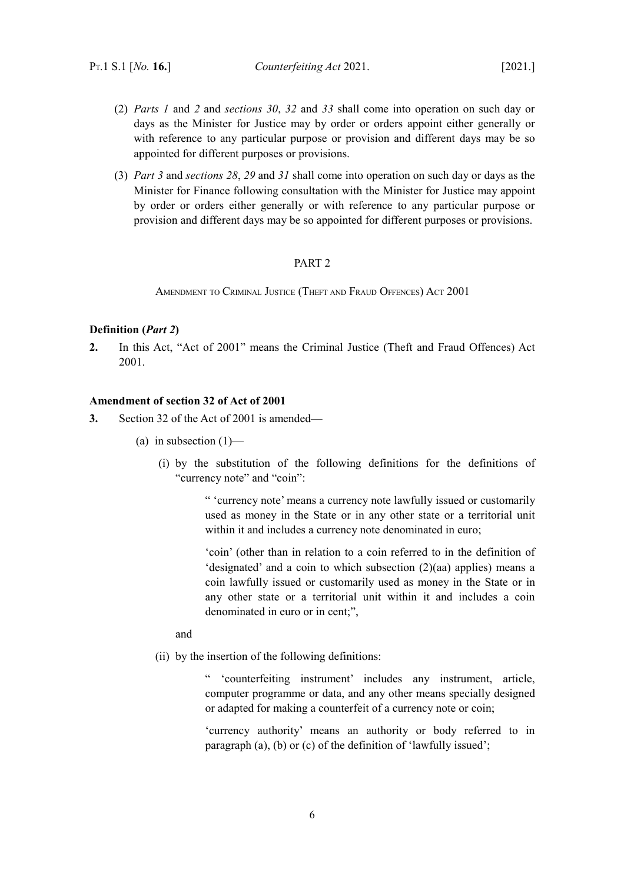(2) *Parts 1* and *2* and *sections 30*, *32* and *33* shall come into operation on such day or days as the Minister for Justice may by order or orders appoint either generally or with reference to any particular purpose or provision and different days may be so appointed for different purposes or provisions.

(3) *Part 3* and *sections 28*, *29* and *31* shall come into operation on such day or days as the Minister for Finance following consultation with the Minister for Justice may appoint by order or orders either generally or with reference to any particular purpose or provision and different days may be so appointed for different purposes or provisions.

## PART 2

### Amendment to Criminal Justice (Theft and Fraud Offences) Act 2001

**Definition (*Part 2*)**

**2.** In this Act, "Act of 2001" means the Criminal Justice (Theft and Fraud Offences) Act 2001.

**Amendment of section 32 of Act of 2001**

**3.** Section 32 of the Act of 2001 is amended—

(a) in subsection (1)—

(i) by the substitution of the following definitions for the definitions of "currency note" and "coin":

> " 'currency note' means a currency note lawfully issued or customarily used as money in the State or in any other state or a territorial unit within it and includes a currency note denominated in euro;
>
> 'coin' (other than in relation to a coin referred to in the definition of 'designated' and a coin to which subsection (2)(aa) applies) means a coin lawfully issued or customarily used as money in the State or in any other state or a territorial unit within it and includes a coin denominated in euro or in cent;",

and

(ii) by the insertion of the following definitions:

> " 'counterfeiting instrument' includes any instrument, article, computer programme or data, and any other means specially designed or adapted for making a counterfeit of a currency note or coin;
>
> 'currency authority' means an authority or body referred to in paragraph (a), (b) or (c) of the definition of 'lawfully issued';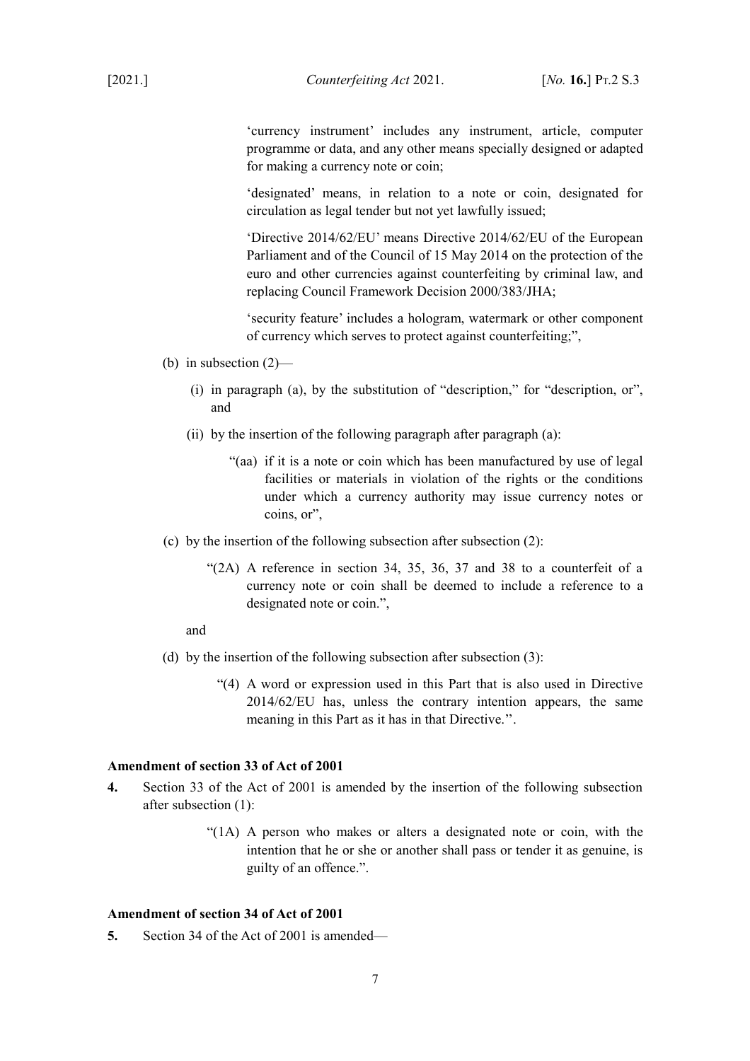'currency instrument' includes any instrument, article, computer programme or data, and any other means specially designed or adapted for making a currency note or coin;

'designated' means, in relation to a note or coin, designated for circulation as legal tender but not yet lawfully issued;

'Directive 2014/62/EU' means Directive 2014/62/EU of the European Parliament and of the Council of 15 May 2014 on the protection of the euro and other currencies against counterfeiting by criminal law, and replacing Council Framework Decision 2000/383/JHA;

'security feature' includes a hologram, watermark or other component of currency which serves to protect against counterfeiting;",

(b) in subsection (2)—

(i) in paragraph (a), by the substitution of "description," for "description, or", and

(ii) by the insertion of the following paragraph after paragraph (a):

"(aa) if it is a note or coin which has been manufactured by use of legal facilities or materials in violation of the rights or the conditions under which a currency authority may issue currency notes or coins, or",

(c) by the insertion of the following subsection after subsection (2):

"(2A) A reference in section 34, 35, 36, 37 and 38 to a counterfeit of a currency note or coin shall be deemed to include a reference to a designated note or coin.",

and

(d) by the insertion of the following subsection after subsection (3):

"(4) A word or expression used in this Part that is also used in Directive 2014/62/EU has, unless the contrary intention appears, the same meaning in this Part as it has in that Directive.".

**Amendment of section 33 of Act of 2001**

**4.** Section 33 of the Act of 2001 is amended by the insertion of the following subsection after subsection (1):

"(1A) A person who makes or alters a designated note or coin, with the intention that he or she or another shall pass or tender it as genuine, is guilty of an offence.".

**Amendment of section 34 of Act of 2001**

**5.** Section 34 of the Act of 2001 is amended—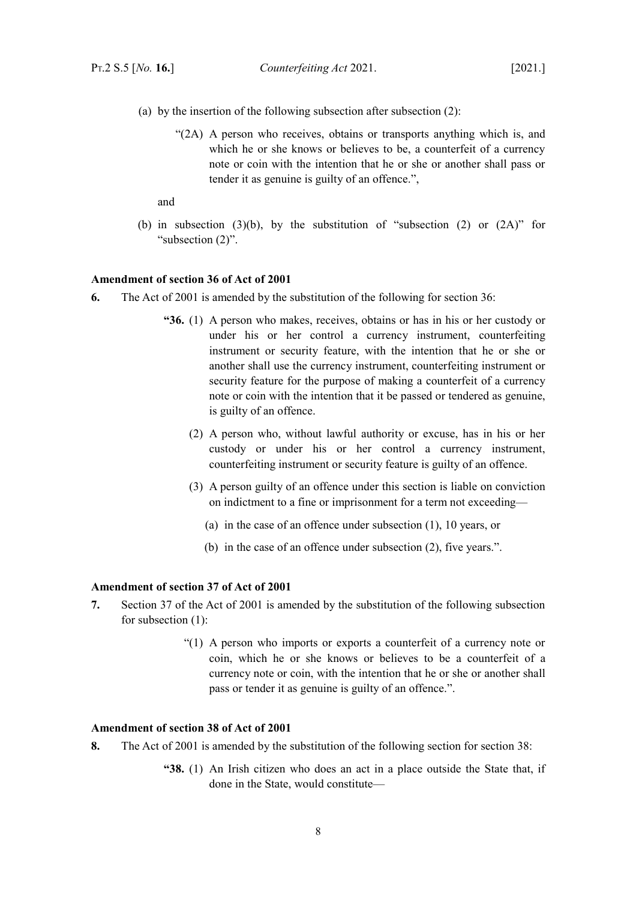(a) by the insertion of the following subsection after subsection (2):

> "(2A) A person who receives, obtains or transports anything which is, and which he or she knows or believes to be, a counterfeit of a currency note or coin with the intention that he or she or another shall pass or tender it as genuine is guilty of an offence.",

and

(b) in subsection (3)(b), by the substitution of "subsection (2) or (2A)" for "subsection (2)".

**Amendment of section 36 of Act of 2001**

**6.** The Act of 2001 is amended by the substitution of the following for section 36:

> **"36.** (1) A person who makes, receives, obtains or has in his or her custody or under his or her control a currency instrument, counterfeiting instrument or security feature, with the intention that he or she or another shall use the currency instrument, counterfeiting instrument or security feature for the purpose of making a counterfeit of a currency note or coin with the intention that it be passed or tendered as genuine, is guilty of an offence.
>
> (2) A person who, without lawful authority or excuse, has in his or her custody or under his or her control a currency instrument, counterfeiting instrument or security feature is guilty of an offence.
>
> (3) A person guilty of an offence under this section is liable on conviction on indictment to a fine or imprisonment for a term not exceeding—
>
> (a) in the case of an offence under subsection (1), 10 years, or
>
> (b) in the case of an offence under subsection (2), five years.".

**Amendment of section 37 of Act of 2001**

**7.** Section 37 of the Act of 2001 is amended by the substitution of the following subsection for subsection (1):

> "(1) A person who imports or exports a counterfeit of a currency note or coin, which he or she knows or believes to be a counterfeit of a currency note or coin, with the intention that he or she or another shall pass or tender it as genuine is guilty of an offence.".

**Amendment of section 38 of Act of 2001**

**8.** The Act of 2001 is amended by the substitution of the following section for section 38:

> **"38.** (1) An Irish citizen who does an act in a place outside the State that, if done in the State, would constitute—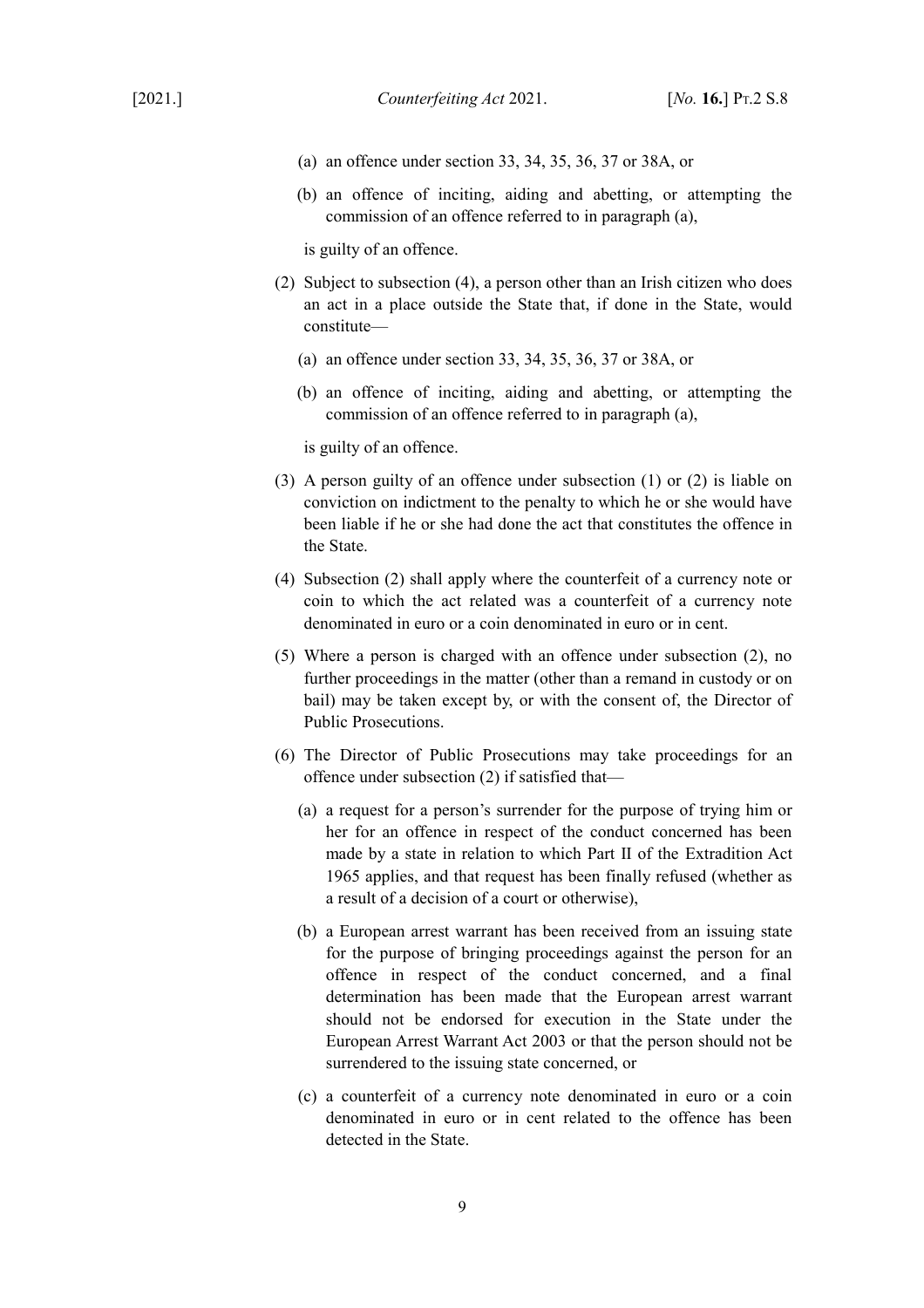(a) an offence under section 33, 34, 35, 36, 37 or 38A, or

(b) an offence of inciting, aiding and abetting, or attempting the commission of an offence referred to in paragraph (a),

is guilty of an offence.

(2) Subject to subsection (4), a person other than an Irish citizen who does an act in a place outside the State that, if done in the State, would constitute—

(a) an offence under section 33, 34, 35, 36, 37 or 38A, or

(b) an offence of inciting, aiding and abetting, or attempting the commission of an offence referred to in paragraph (a),

is guilty of an offence.

(3) A person guilty of an offence under subsection (1) or (2) is liable on conviction on indictment to the penalty to which he or she would have been liable if he or she had done the act that constitutes the offence in the State.

(4) Subsection (2) shall apply where the counterfeit of a currency note or coin to which the act related was a counterfeit of a currency note denominated in euro or a coin denominated in euro or in cent.

(5) Where a person is charged with an offence under subsection (2), no further proceedings in the matter (other than a remand in custody or on bail) may be taken except by, or with the consent of, the Director of Public Prosecutions.

(6) The Director of Public Prosecutions may take proceedings for an offence under subsection (2) if satisfied that—

(a) a request for a person's surrender for the purpose of trying him or her for an offence in respect of the conduct concerned has been made by a state in relation to which Part II of the Extradition Act 1965 applies, and that request has been finally refused (whether as a result of a decision of a court or otherwise),

(b) a European arrest warrant has been received from an issuing state for the purpose of bringing proceedings against the person for an offence in respect of the conduct concerned, and a final determination has been made that the European arrest warrant should not be endorsed for execution in the State under the European Arrest Warrant Act 2003 or that the person should not be surrendered to the issuing state concerned, or

(c) a counterfeit of a currency note denominated in euro or a coin denominated in euro or in cent related to the offence has been detected in the State.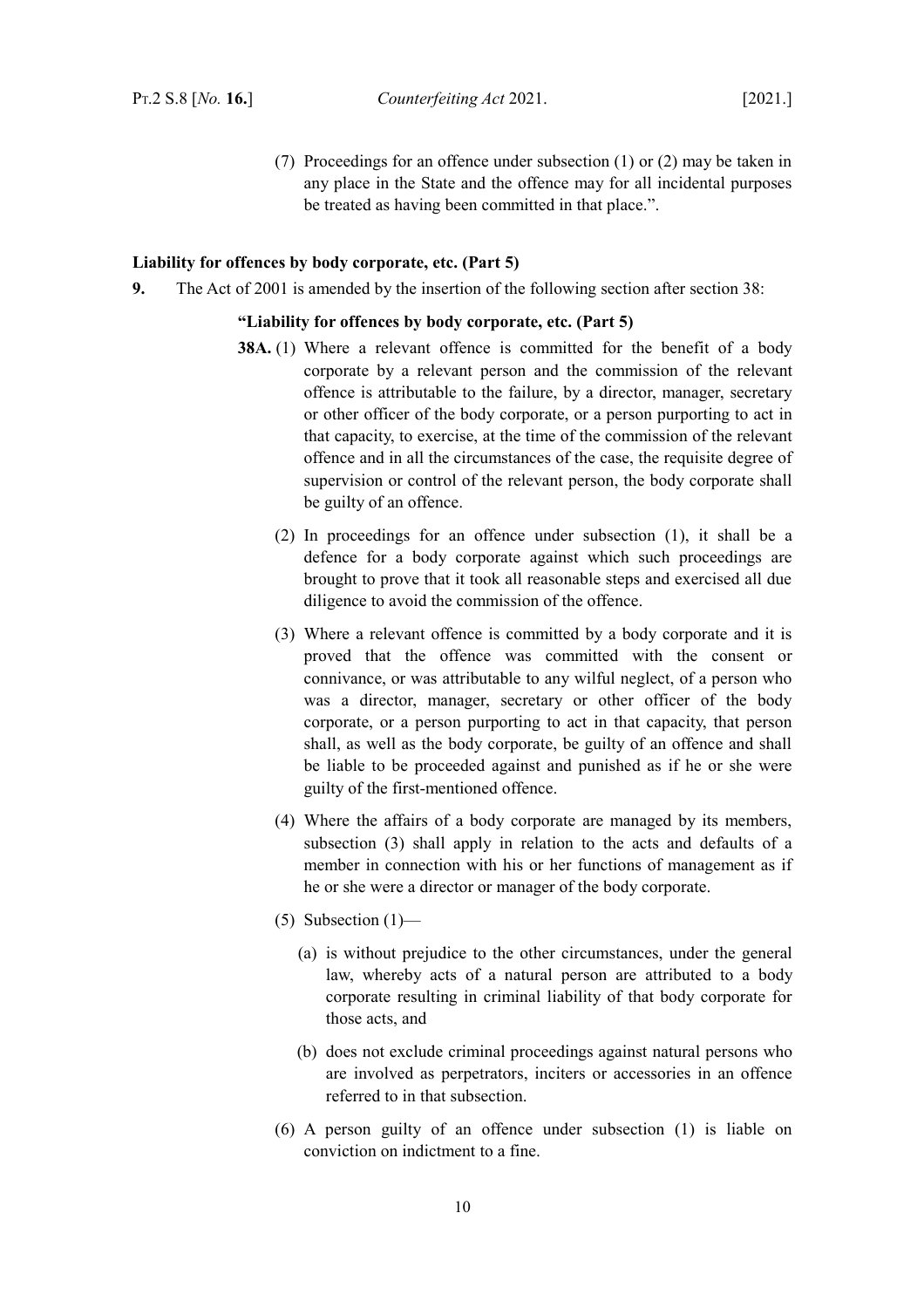(7) Proceedings for an offence under subsection (1) or (2) may be taken in any place in the State and the offence may for all incidental purposes be treated as having been committed in that place.".

**Liability for offences by body corporate, etc. (Part 5)**

**9.** The Act of 2001 is amended by the insertion of the following section after section 38:

**"Liability for offences by body corporate, etc. (Part 5)**

**38A.** (1) Where a relevant offence is committed for the benefit of a body corporate by a relevant person and the commission of the relevant offence is attributable to the failure, by a director, manager, secretary or other officer of the body corporate, or a person purporting to act in that capacity, to exercise, at the time of the commission of the relevant offence and in all the circumstances of the case, the requisite degree of supervision or control of the relevant person, the body corporate shall be guilty of an offence.

(2) In proceedings for an offence under subsection (1), it shall be a defence for a body corporate against which such proceedings are brought to prove that it took all reasonable steps and exercised all due diligence to avoid the commission of the offence.

(3) Where a relevant offence is committed by a body corporate and it is proved that the offence was committed with the consent or connivance, or was attributable to any wilful neglect, of a person who was a director, manager, secretary or other officer of the body corporate, or a person purporting to act in that capacity, that person shall, as well as the body corporate, be guilty of an offence and shall be liable to be proceeded against and punished as if he or she were guilty of the first-mentioned offence.

(4) Where the affairs of a body corporate are managed by its members, subsection (3) shall apply in relation to the acts and defaults of a member in connection with his or her functions of management as if he or she were a director or manager of the body corporate.

(5) Subsection (1)—

(a) is without prejudice to the other circumstances, under the general law, whereby acts of a natural person are attributed to a body corporate resulting in criminal liability of that body corporate for those acts, and

(b) does not exclude criminal proceedings against natural persons who are involved as perpetrators, inciters or accessories in an offence referred to in that subsection.

(6) A person guilty of an offence under subsection (1) is liable on conviction on indictment to a fine.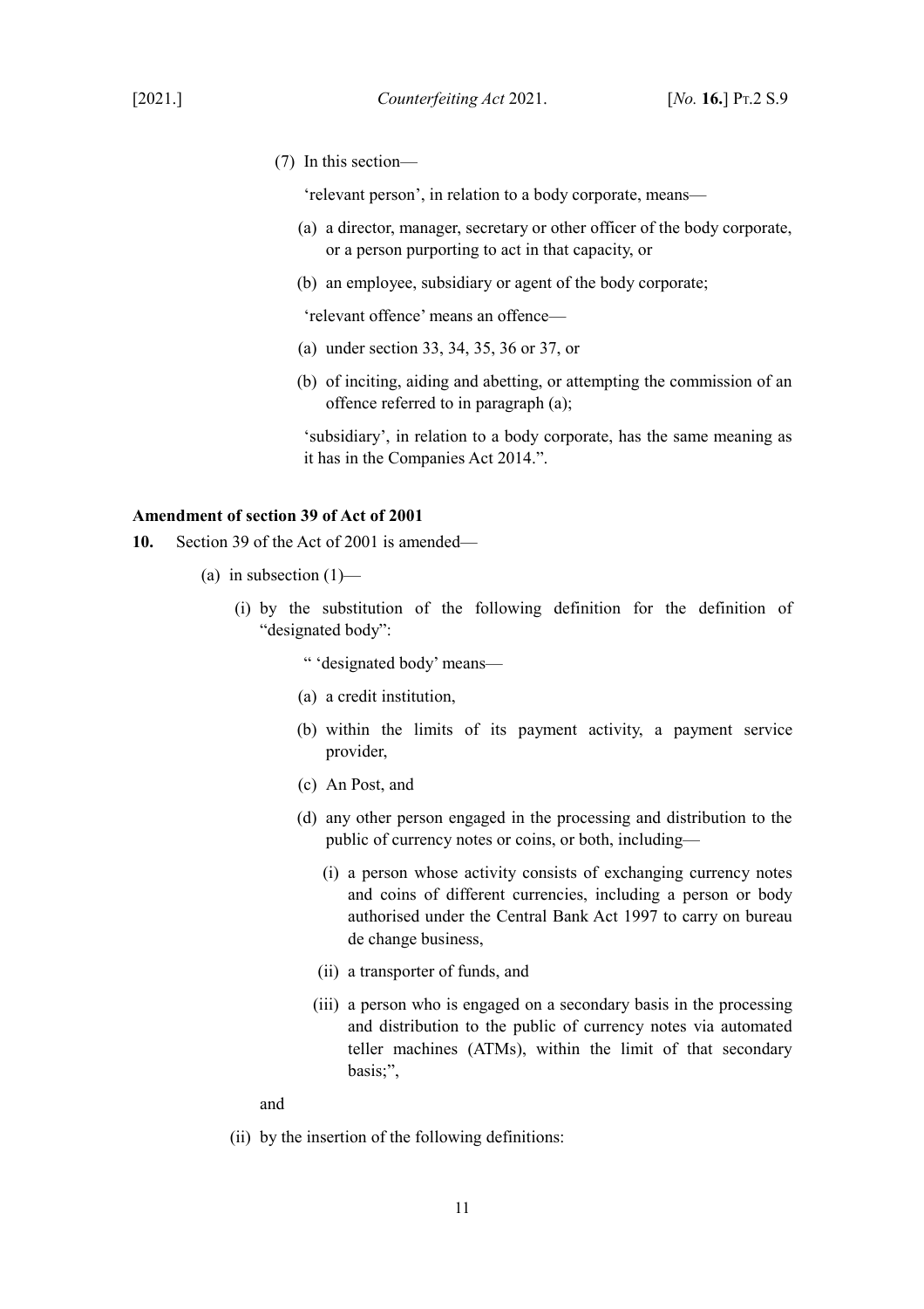(7) In this section—

'relevant person', in relation to a body corporate, means—

(a) a director, manager, secretary or other officer of the body corporate, or a person purporting to act in that capacity, or

(b) an employee, subsidiary or agent of the body corporate;

'relevant offence' means an offence—

(a) under section 33, 34, 35, 36 or 37, or

(b) of inciting, aiding and abetting, or attempting the commission of an offence referred to in paragraph (a);

'subsidiary', in relation to a body corporate, has the same meaning as it has in the Companies Act 2014.".

**Amendment of section 39 of Act of 2001**

**10.** Section 39 of the Act of 2001 is amended—

(a) in subsection (1)—

(i) by the substitution of the following definition for the definition of "designated body":

" 'designated body' means—

(a) a credit institution,

(b) within the limits of its payment activity, a payment service provider,

(c) An Post, and

(d) any other person engaged in the processing and distribution to the public of currency notes or coins, or both, including—

(i) a person whose activity consists of exchanging currency notes and coins of different currencies, including a person or body authorised under the Central Bank Act 1997 to carry on bureau de change business,

(ii) a transporter of funds, and

(iii) a person who is engaged on a secondary basis in the processing and distribution to the public of currency notes via automated teller machines (ATMs), within the limit of that secondary basis;",

and

(ii) by the insertion of the following definitions: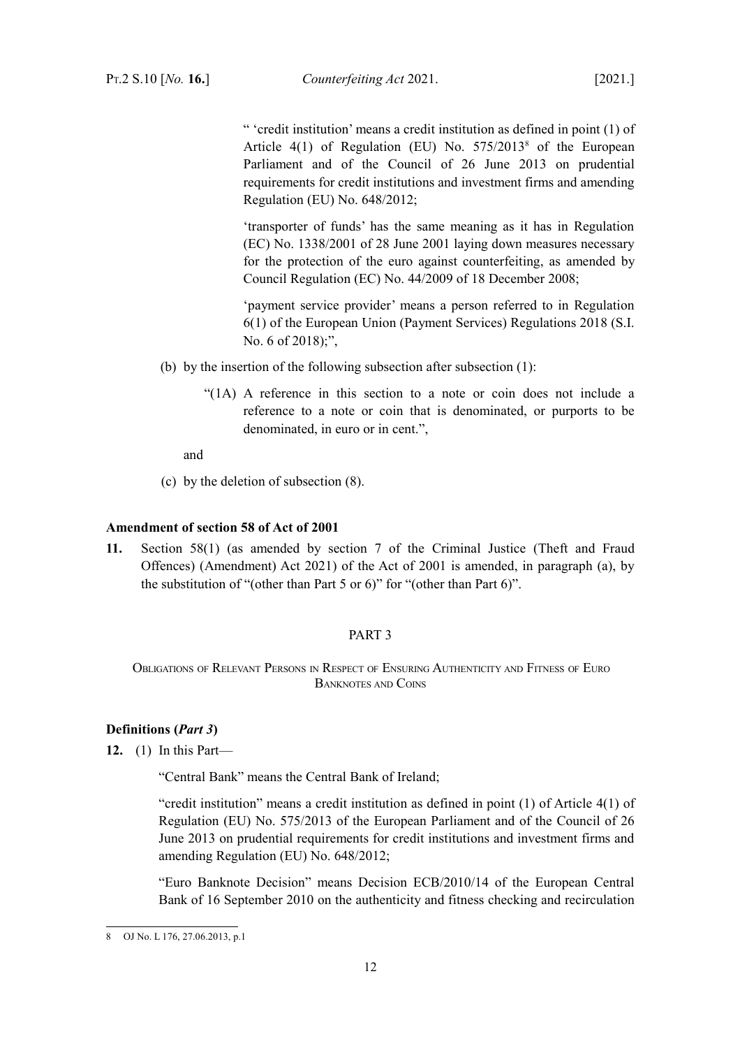" 'credit institution' means a credit institution as defined in point (1) of Article 4(1) of Regulation (EU) No. 575/2013[8] of the European Parliament and of the Council of 26 June 2013 on prudential requirements for credit institutions and investment firms and amending Regulation (EU) No. 648/2012;

'transporter of funds' has the same meaning as it has in Regulation (EC) No. 1338/2001 of 28 June 2001 laying down measures necessary for the protection of the euro against counterfeiting, as amended by Council Regulation (EC) No. 44/2009 of 18 December 2008;

'payment service provider' means a person referred to in Regulation 6(1) of the European Union (Payment Services) Regulations 2018 (S.I. No. 6 of 2018);",

(b) by the insertion of the following subsection after subsection (1):

"(1A) A reference in this section to a note or coin does not include a reference to a note or coin that is denominated, or purports to be denominated, in euro or in cent.",

and

(c) by the deletion of subsection (8).

**Amendment of section 58 of Act of 2001**

**11.** Section 58(1) (as amended by section 7 of the Criminal Justice (Theft and Fraud Offences) (Amendment) Act 2021) of the Act of 2001 is amended, in paragraph (a), by the substitution of "(other than Part 5 or 6)" for "(other than Part 6)".

## PART 3

### Obligations of Relevant Persons in Respect of Ensuring Authenticity and Fitness of Euro Banknotes and Coins

**Definitions (*Part 3*)**

**12.** (1) In this Part—

"Central Bank" means the Central Bank of Ireland;

"credit institution" means a credit institution as defined in point (1) of Article 4(1) of Regulation (EU) No. 575/2013 of the European Parliament and of the Council of 26 June 2013 on prudential requirements for credit institutions and investment firms and amending Regulation (EU) No. 648/2012;

"Euro Banknote Decision" means Decision ECB/2010/14 of the European Central Bank of 16 September 2010 on the authenticity and fitness checking and recirculation

---

[8] OJ No. L 176, 27.06.2013, p.1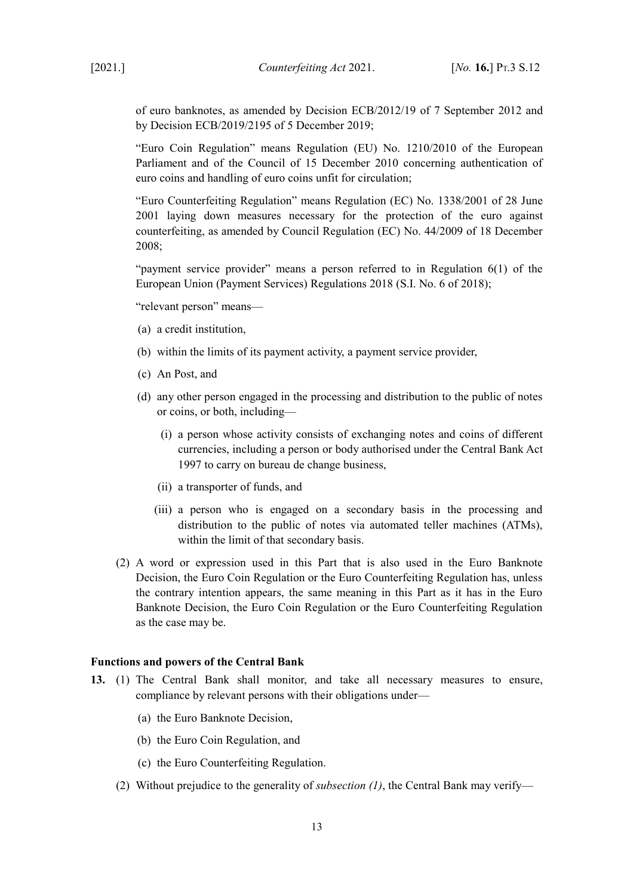of euro banknotes, as amended by Decision ECB/2012/19 of 7 September 2012 and by Decision ECB/2019/2195 of 5 December 2019;

"Euro Coin Regulation" means Regulation (EU) No. 1210/2010 of the European Parliament and of the Council of 15 December 2010 concerning authentication of euro coins and handling of euro coins unfit for circulation;

"Euro Counterfeiting Regulation" means Regulation (EC) No. 1338/2001 of 28 June 2001 laying down measures necessary for the protection of the euro against counterfeiting, as amended by Council Regulation (EC) No. 44/2009 of 18 December 2008;

"payment service provider" means a person referred to in Regulation 6(1) of the European Union (Payment Services) Regulations 2018 (S.I. No. 6 of 2018);

"relevant person" means—

(a) a credit institution,

(b) within the limits of its payment activity, a payment service provider,

(c) An Post, and

(d) any other person engaged in the processing and distribution to the public of notes or coins, or both, including—

  (i) a person whose activity consists of exchanging notes and coins of different currencies, including a person or body authorised under the Central Bank Act 1997 to carry on bureau de change business,

  (ii) a transporter of funds, and

  (iii) a person who is engaged on a secondary basis in the processing and distribution to the public of notes via automated teller machines (ATMs), within the limit of that secondary basis.

(2) A word or expression used in this Part that is also used in the Euro Banknote Decision, the Euro Coin Regulation or the Euro Counterfeiting Regulation has, unless the contrary intention appears, the same meaning in this Part as it has in the Euro Banknote Decision, the Euro Coin Regulation or the Euro Counterfeiting Regulation as the case may be.

**Functions and powers of the Central Bank**

**13.** (1) The Central Bank shall monitor, and take all necessary measures to ensure, compliance by relevant persons with their obligations under—

(a) the Euro Banknote Decision,

(b) the Euro Coin Regulation, and

(c) the Euro Counterfeiting Regulation.

(2) Without prejudice to the generality of *subsection (1)*, the Central Bank may verify—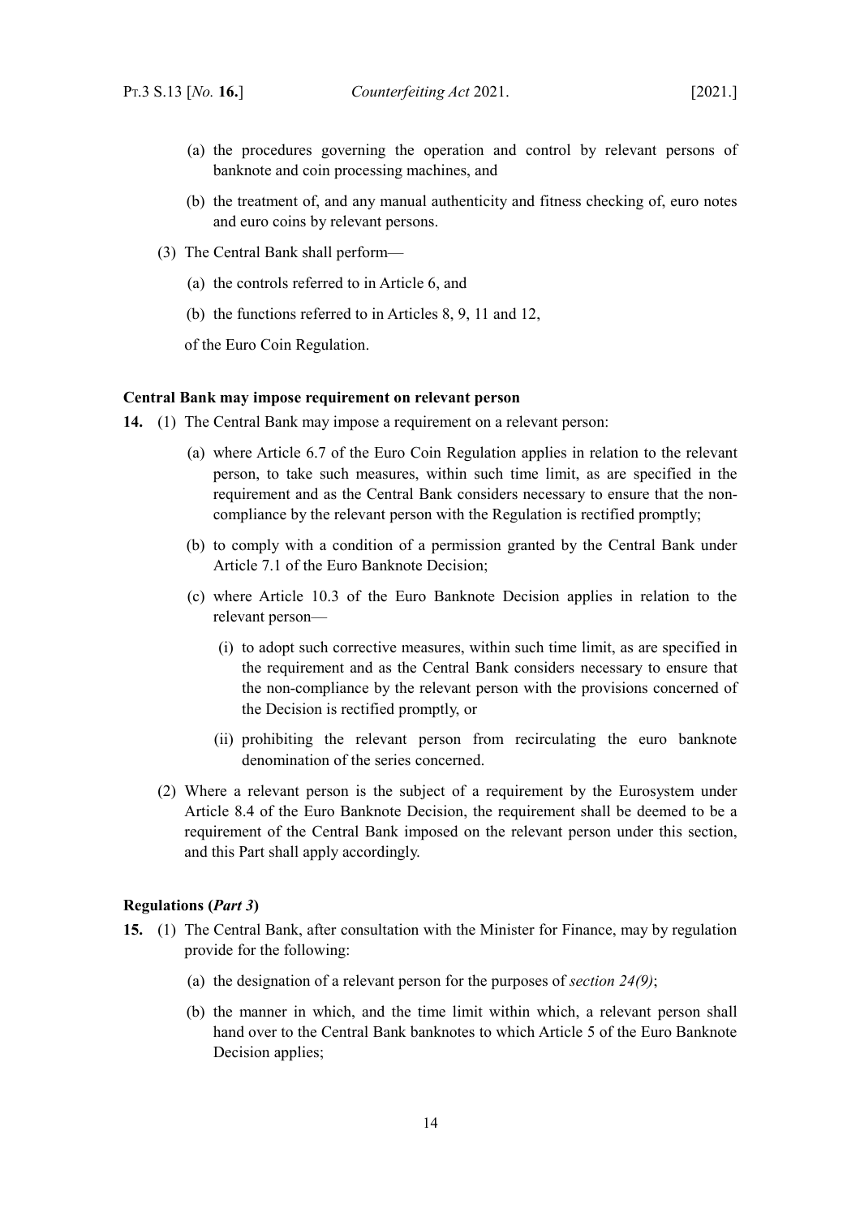(a) the procedures governing the operation and control by relevant persons of banknote and coin processing machines, and

(b) the treatment of, and any manual authenticity and fitness checking of, euro notes and euro coins by relevant persons.

(3) The Central Bank shall perform—

(a) the controls referred to in Article 6, and

(b) the functions referred to in Articles 8, 9, 11 and 12,

of the Euro Coin Regulation.

**Central Bank may impose requirement on relevant person**

**14.** (1) The Central Bank may impose a requirement on a relevant person:

(a) where Article 6.7 of the Euro Coin Regulation applies in relation to the relevant person, to take such measures, within such time limit, as are specified in the requirement and as the Central Bank considers necessary to ensure that the non-compliance by the relevant person with the Regulation is rectified promptly;

(b) to comply with a condition of a permission granted by the Central Bank under Article 7.1 of the Euro Banknote Decision;

(c) where Article 10.3 of the Euro Banknote Decision applies in relation to the relevant person—

(i) to adopt such corrective measures, within such time limit, as are specified in the requirement and as the Central Bank considers necessary to ensure that the non-compliance by the relevant person with the provisions concerned of the Decision is rectified promptly, or

(ii) prohibiting the relevant person from recirculating the euro banknote denomination of the series concerned.

(2) Where a relevant person is the subject of a requirement by the Eurosystem under Article 8.4 of the Euro Banknote Decision, the requirement shall be deemed to be a requirement of the Central Bank imposed on the relevant person under this section, and this Part shall apply accordingly.

**Regulations (*Part 3*)**

**15.** (1) The Central Bank, after consultation with the Minister for Finance, may by regulation provide for the following:

(a) the designation of a relevant person for the purposes of *section 24(9)*;

(b) the manner in which, and the time limit within which, a relevant person shall hand over to the Central Bank banknotes to which Article 5 of the Euro Banknote Decision applies;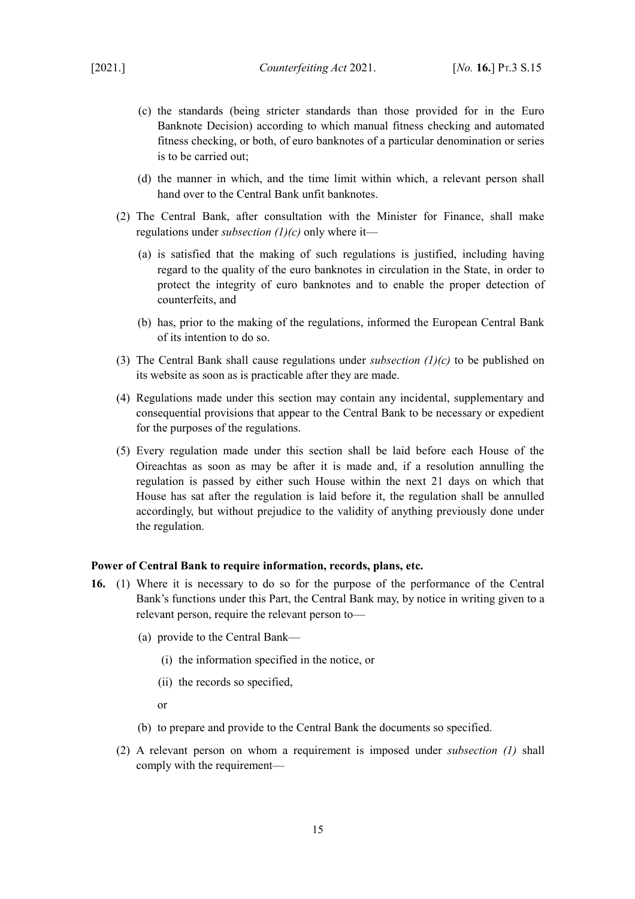(c) the standards (being stricter standards than those provided for in the Euro Banknote Decision) according to which manual fitness checking and automated fitness checking, or both, of euro banknotes of a particular denomination or series is to be carried out;

(d) the manner in which, and the time limit within which, a relevant person shall hand over to the Central Bank unfit banknotes.

(2) The Central Bank, after consultation with the Minister for Finance, shall make regulations under *subsection (1)(c)* only where it—

(a) is satisfied that the making of such regulations is justified, including having regard to the quality of the euro banknotes in circulation in the State, in order to protect the integrity of euro banknotes and to enable the proper detection of counterfeits, and

(b) has, prior to the making of the regulations, informed the European Central Bank of its intention to do so.

(3) The Central Bank shall cause regulations under *subsection (1)(c)* to be published on its website as soon as is practicable after they are made.

(4) Regulations made under this section may contain any incidental, supplementary and consequential provisions that appear to the Central Bank to be necessary or expedient for the purposes of the regulations.

(5) Every regulation made under this section shall be laid before each House of the Oireachtas as soon as may be after it is made and, if a resolution annulling the regulation is passed by either such House within the next 21 days on which that House has sat after the regulation is laid before it, the regulation shall be annulled accordingly, but without prejudice to the validity of anything previously done under the regulation.

**Power of Central Bank to require information, records, plans, etc.**

**16.** (1) Where it is necessary to do so for the purpose of the performance of the Central Bank's functions under this Part, the Central Bank may, by notice in writing given to a relevant person, require the relevant person to—

(a) provide to the Central Bank—

(i) the information specified in the notice, or

(ii) the records so specified,

or

(b) to prepare and provide to the Central Bank the documents so specified.

(2) A relevant person on whom a requirement is imposed under *subsection (1)* shall comply with the requirement—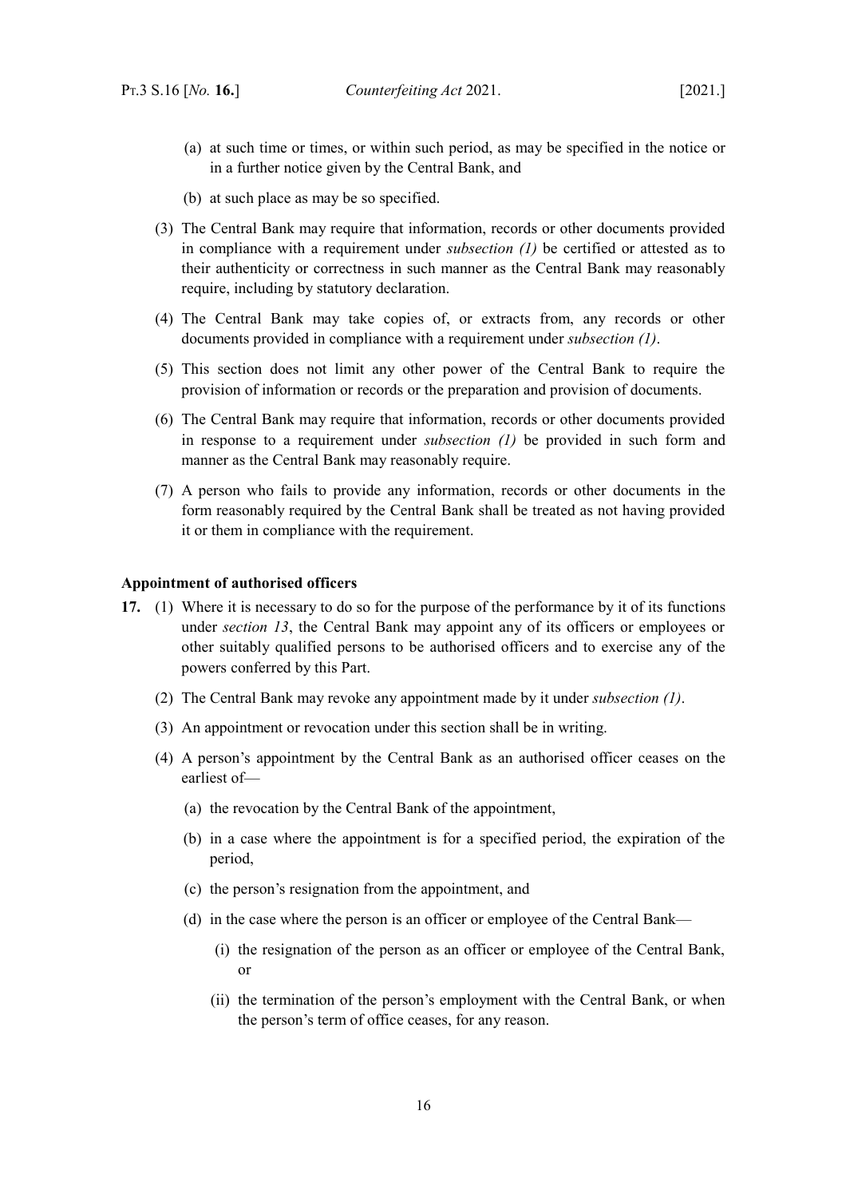(a) at such time or times, or within such period, as may be specified in the notice or in a further notice given by the Central Bank, and

(b) at such place as may be so specified.

(3) The Central Bank may require that information, records or other documents provided in compliance with a requirement under *subsection (1)* be certified or attested as to their authenticity or correctness in such manner as the Central Bank may reasonably require, including by statutory declaration.

(4) The Central Bank may take copies of, or extracts from, any records or other documents provided in compliance with a requirement under *subsection (1)*.

(5) This section does not limit any other power of the Central Bank to require the provision of information or records or the preparation and provision of documents.

(6) The Central Bank may require that information, records or other documents provided in response to a requirement under *subsection (1)* be provided in such form and manner as the Central Bank may reasonably require.

(7) A person who fails to provide any information, records or other documents in the form reasonably required by the Central Bank shall be treated as not having provided it or them in compliance with the requirement.

**Appointment of authorised officers**

**17.** (1) Where it is necessary to do so for the purpose of the performance by it of its functions under *section 13*, the Central Bank may appoint any of its officers or employees or other suitably qualified persons to be authorised officers and to exercise any of the powers conferred by this Part.

(2) The Central Bank may revoke any appointment made by it under *subsection (1)*.

(3) An appointment or revocation under this section shall be in writing.

(4) A person's appointment by the Central Bank as an authorised officer ceases on the earliest of—

(a) the revocation by the Central Bank of the appointment,

(b) in a case where the appointment is for a specified period, the expiration of the period,

(c) the person's resignation from the appointment, and

(d) in the case where the person is an officer or employee of the Central Bank—

(i) the resignation of the person as an officer or employee of the Central Bank, or

(ii) the termination of the person's employment with the Central Bank, or when the person's term of office ceases, for any reason.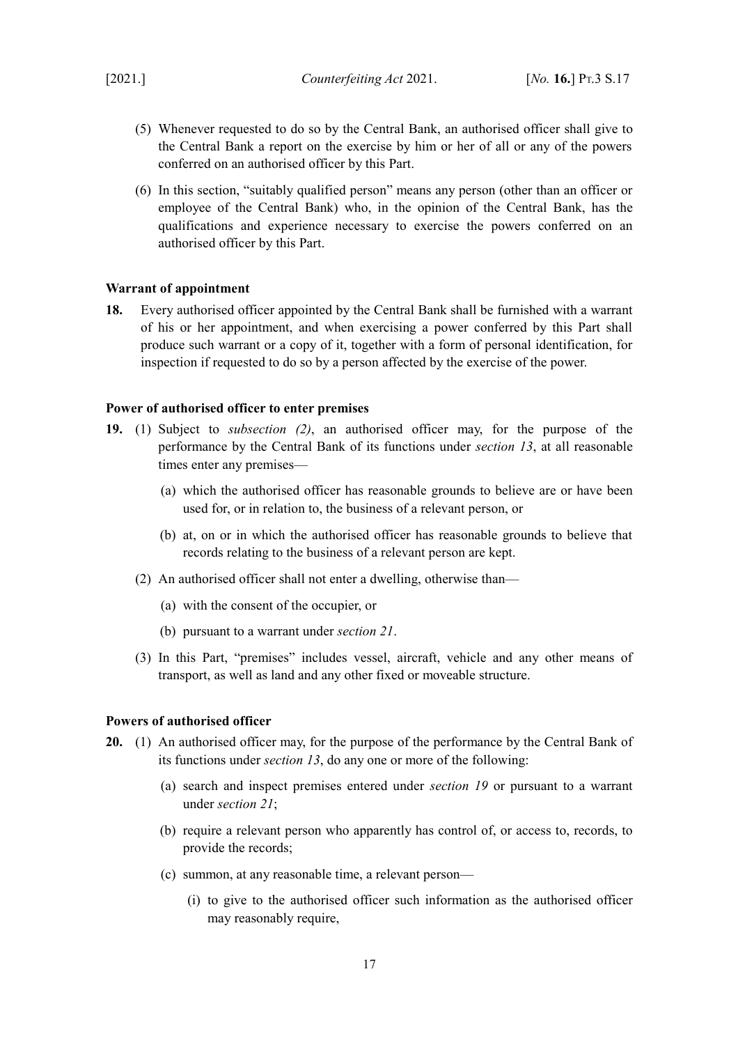(5) Whenever requested to do so by the Central Bank, an authorised officer shall give to the Central Bank a report on the exercise by him or her of all or any of the powers conferred on an authorised officer by this Part.

(6) In this section, "suitably qualified person" means any person (other than an officer or employee of the Central Bank) who, in the opinion of the Central Bank, has the qualifications and experience necessary to exercise the powers conferred on an authorised officer by this Part.

**Warrant of appointment**

**18.** Every authorised officer appointed by the Central Bank shall be furnished with a warrant of his or her appointment, and when exercising a power conferred by this Part shall produce such warrant or a copy of it, together with a form of personal identification, for inspection if requested to do so by a person affected by the exercise of the power.

**Power of authorised officer to enter premises**

**19.** (1) Subject to *subsection (2)*, an authorised officer may, for the purpose of the performance by the Central Bank of its functions under *section 13*, at all reasonable times enter any premises—

(a) which the authorised officer has reasonable grounds to believe are or have been used for, or in relation to, the business of a relevant person, or

(b) at, on or in which the authorised officer has reasonable grounds to believe that records relating to the business of a relevant person are kept.

(2) An authorised officer shall not enter a dwelling, otherwise than—

(a) with the consent of the occupier, or

(b) pursuant to a warrant under *section 21*.

(3) In this Part, "premises" includes vessel, aircraft, vehicle and any other means of transport, as well as land and any other fixed or moveable structure.

**Powers of authorised officer**

**20.** (1) An authorised officer may, for the purpose of the performance by the Central Bank of its functions under *section 13*, do any one or more of the following:

(a) search and inspect premises entered under *section 19* or pursuant to a warrant under *section 21*;

(b) require a relevant person who apparently has control of, or access to, records, to provide the records;

(c) summon, at any reasonable time, a relevant person—

(i) to give to the authorised officer such information as the authorised officer may reasonably require,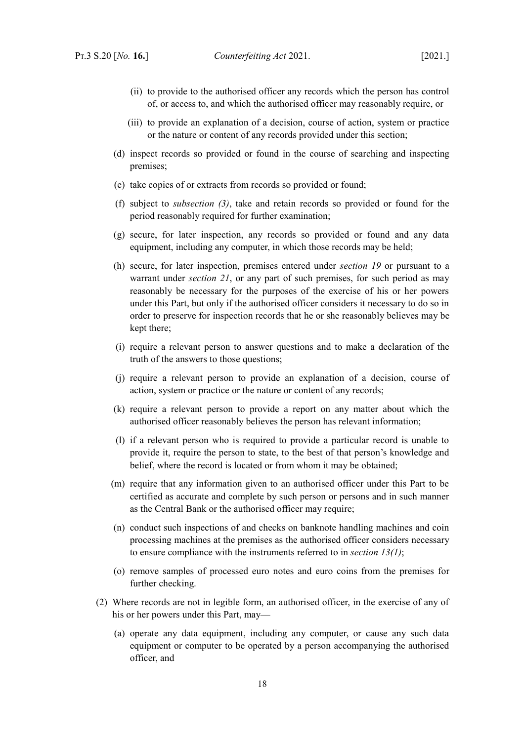(ii) to provide to the authorised officer any records which the person has control of, or access to, and which the authorised officer may reasonably require, or

(iii) to provide an explanation of a decision, course of action, system or practice or the nature or content of any records provided under this section;

(d) inspect records so provided or found in the course of searching and inspecting premises;

(e) take copies of or extracts from records so provided or found;

(f) subject to *subsection (3)*, take and retain records so provided or found for the period reasonably required for further examination;

(g) secure, for later inspection, any records so provided or found and any data equipment, including any computer, in which those records may be held;

(h) secure, for later inspection, premises entered under *section 19* or pursuant to a warrant under *section 21*, or any part of such premises, for such period as may reasonably be necessary for the purposes of the exercise of his or her powers under this Part, but only if the authorised officer considers it necessary to do so in order to preserve for inspection records that he or she reasonably believes may be kept there;

(i) require a relevant person to answer questions and to make a declaration of the truth of the answers to those questions;

(j) require a relevant person to provide an explanation of a decision, course of action, system or practice or the nature or content of any records;

(k) require a relevant person to provide a report on any matter about which the authorised officer reasonably believes the person has relevant information;

(l) if a relevant person who is required to provide a particular record is unable to provide it, require the person to state, to the best of that person's knowledge and belief, where the record is located or from whom it may be obtained;

(m) require that any information given to an authorised officer under this Part to be certified as accurate and complete by such person or persons and in such manner as the Central Bank or the authorised officer may require;

(n) conduct such inspections of and checks on banknote handling machines and coin processing machines at the premises as the authorised officer considers necessary to ensure compliance with the instruments referred to in *section 13(1)*;

(o) remove samples of processed euro notes and euro coins from the premises for further checking.

(2) Where records are not in legible form, an authorised officer, in the exercise of any of his or her powers under this Part, may—

(a) operate any data equipment, including any computer, or cause any such data equipment or computer to be operated by a person accompanying the authorised officer, and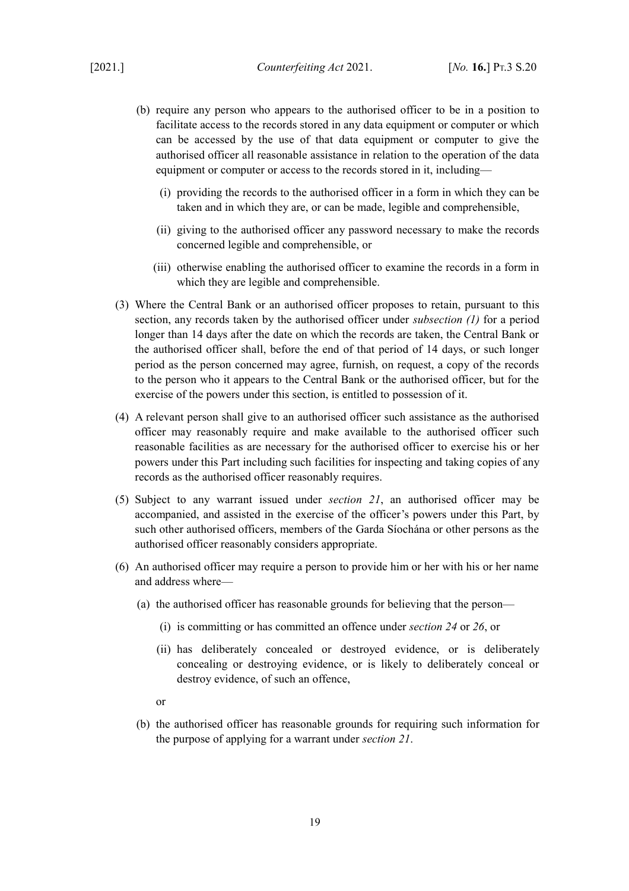(b) require any person who appears to the authorised officer to be in a position to facilitate access to the records stored in any data equipment or computer or which can be accessed by the use of that data equipment or computer to give the authorised officer all reasonable assistance in relation to the operation of the data equipment or computer or access to the records stored in it, including—

(i) providing the records to the authorised officer in a form in which they can be taken and in which they are, or can be made, legible and comprehensible,

(ii) giving to the authorised officer any password necessary to make the records concerned legible and comprehensible, or

(iii) otherwise enabling the authorised officer to examine the records in a form in which they are legible and comprehensible.

(3) Where the Central Bank or an authorised officer proposes to retain, pursuant to this section, any records taken by the authorised officer under *subsection (1)* for a period longer than 14 days after the date on which the records are taken, the Central Bank or the authorised officer shall, before the end of that period of 14 days, or such longer period as the person concerned may agree, furnish, on request, a copy of the records to the person who it appears to the Central Bank or the authorised officer, but for the exercise of the powers under this section, is entitled to possession of it.

(4) A relevant person shall give to an authorised officer such assistance as the authorised officer may reasonably require and make available to the authorised officer such reasonable facilities as are necessary for the authorised officer to exercise his or her powers under this Part including such facilities for inspecting and taking copies of any records as the authorised officer reasonably requires.

(5) Subject to any warrant issued under *section 21*, an authorised officer may be accompanied, and assisted in the exercise of the officer's powers under this Part, by such other authorised officers, members of the Garda Síochána or other persons as the authorised officer reasonably considers appropriate.

(6) An authorised officer may require a person to provide him or her with his or her name and address where—

(a) the authorised officer has reasonable grounds for believing that the person—

(i) is committing or has committed an offence under *section 24* or *26*, or

(ii) has deliberately concealed or destroyed evidence, or is deliberately concealing or destroying evidence, or is likely to deliberately conceal or destroy evidence, of such an offence,

or

(b) the authorised officer has reasonable grounds for requiring such information for the purpose of applying for a warrant under *section 21*.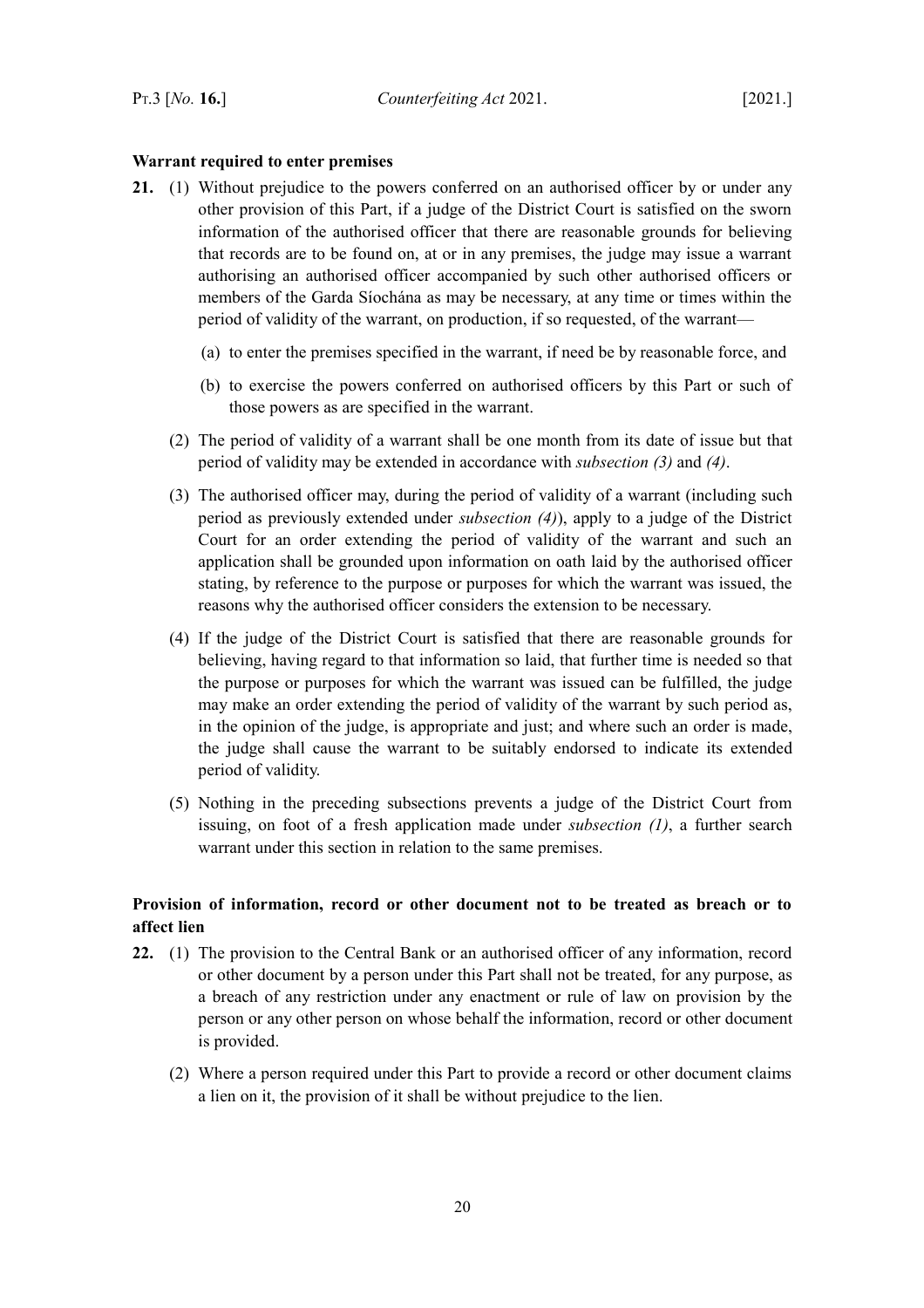**Warrant required to enter premises**

**21.** (1) Without prejudice to the powers conferred on an authorised officer by or under any other provision of this Part, if a judge of the District Court is satisfied on the sworn information of the authorised officer that there are reasonable grounds for believing that records are to be found on, at or in any premises, the judge may issue a warrant authorising an authorised officer accompanied by such other authorised officers or members of the Garda Síochána as may be necessary, at any time or times within the period of validity of the warrant, on production, if so requested, of the warrant—

(a) to enter the premises specified in the warrant, if need be by reasonable force, and

(b) to exercise the powers conferred on authorised officers by this Part or such of those powers as are specified in the warrant.

(2) The period of validity of a warrant shall be one month from its date of issue but that period of validity may be extended in accordance with *subsection (3)* and *(4)*.

(3) The authorised officer may, during the period of validity of a warrant (including such period as previously extended under *subsection (4)*), apply to a judge of the District Court for an order extending the period of validity of the warrant and such an application shall be grounded upon information on oath laid by the authorised officer stating, by reference to the purpose or purposes for which the warrant was issued, the reasons why the authorised officer considers the extension to be necessary.

(4) If the judge of the District Court is satisfied that there are reasonable grounds for believing, having regard to that information so laid, that further time is needed so that the purpose or purposes for which the warrant was issued can be fulfilled, the judge may make an order extending the period of validity of the warrant by such period as, in the opinion of the judge, is appropriate and just; and where such an order is made, the judge shall cause the warrant to be suitably endorsed to indicate its extended period of validity.

(5) Nothing in the preceding subsections prevents a judge of the District Court from issuing, on foot of a fresh application made under *subsection (1)*, a further search warrant under this section in relation to the same premises.

**Provision of information, record or other document not to be treated as breach or to affect lien**

**22.** (1) The provision to the Central Bank or an authorised officer of any information, record or other document by a person under this Part shall not be treated, for any purpose, as a breach of any restriction under any enactment or rule of law on provision by the person or any other person on whose behalf the information, record or other document is provided.

(2) Where a person required under this Part to provide a record or other document claims a lien on it, the provision of it shall be without prejudice to the lien.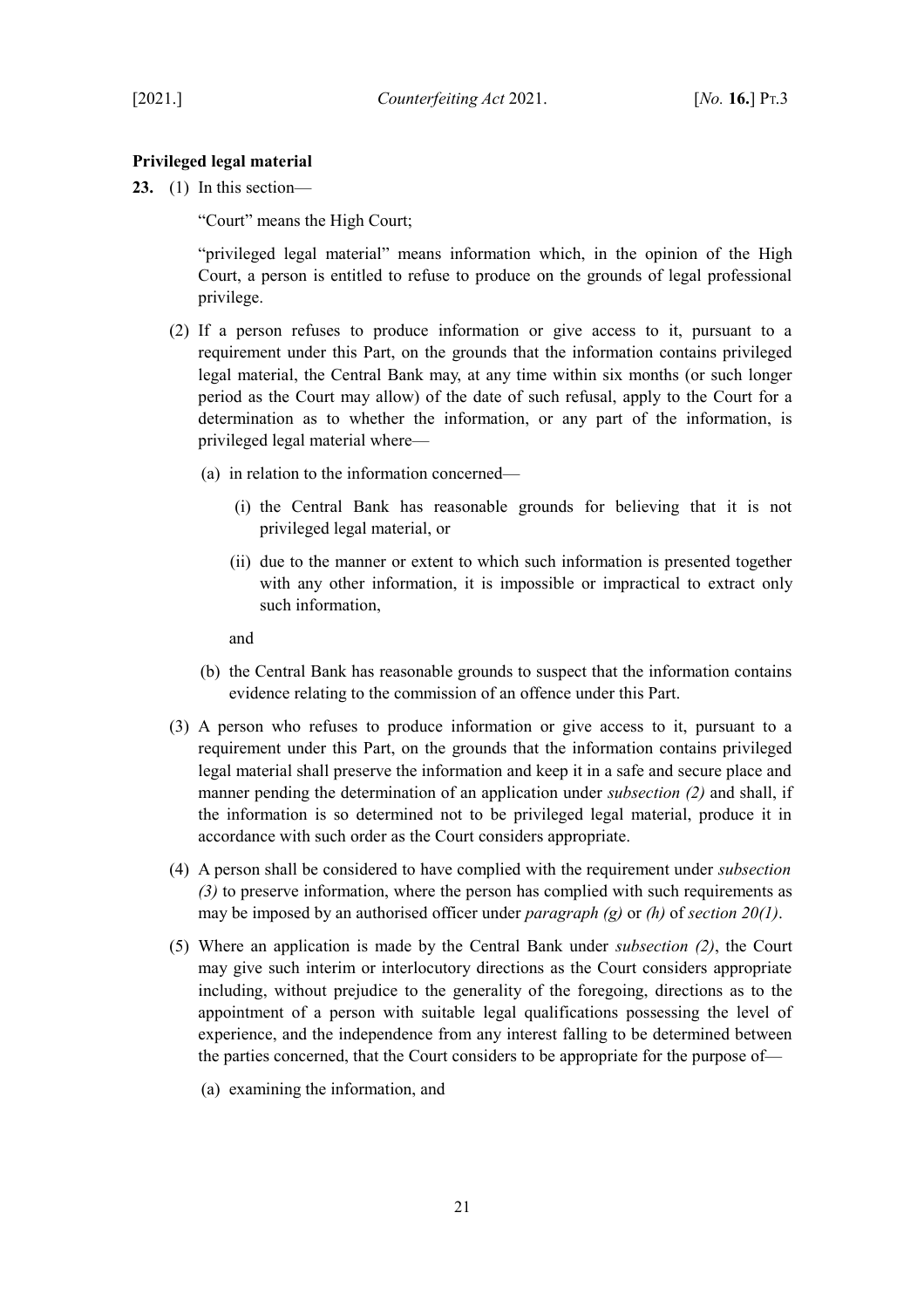**Privileged legal material**

**23.** (1) In this section—

"Court" means the High Court;

"privileged legal material" means information which, in the opinion of the High Court, a person is entitled to refuse to produce on the grounds of legal professional privilege.

(2) If a person refuses to produce information or give access to it, pursuant to a requirement under this Part, on the grounds that the information contains privileged legal material, the Central Bank may, at any time within six months (or such longer period as the Court may allow) of the date of such refusal, apply to the Court for a determination as to whether the information, or any part of the information, is privileged legal material where—

(a) in relation to the information concerned—

(i) the Central Bank has reasonable grounds for believing that it is not privileged legal material, or

(ii) due to the manner or extent to which such information is presented together with any other information, it is impossible or impractical to extract only such information,

and

(b) the Central Bank has reasonable grounds to suspect that the information contains evidence relating to the commission of an offence under this Part.

(3) A person who refuses to produce information or give access to it, pursuant to a requirement under this Part, on the grounds that the information contains privileged legal material shall preserve the information and keep it in a safe and secure place and manner pending the determination of an application under *subsection (2)* and shall, if the information is so determined not to be privileged legal material, produce it in accordance with such order as the Court considers appropriate.

(4) A person shall be considered to have complied with the requirement under *subsection (3)* to preserve information, where the person has complied with such requirements as may be imposed by an authorised officer under *paragraph (g)* or *(h)* of *section 20(1)*.

(5) Where an application is made by the Central Bank under *subsection (2)*, the Court may give such interim or interlocutory directions as the Court considers appropriate including, without prejudice to the generality of the foregoing, directions as to the appointment of a person with suitable legal qualifications possessing the level of experience, and the independence from any interest falling to be determined between the parties concerned, that the Court considers to be appropriate for the purpose of—

(a) examining the information, and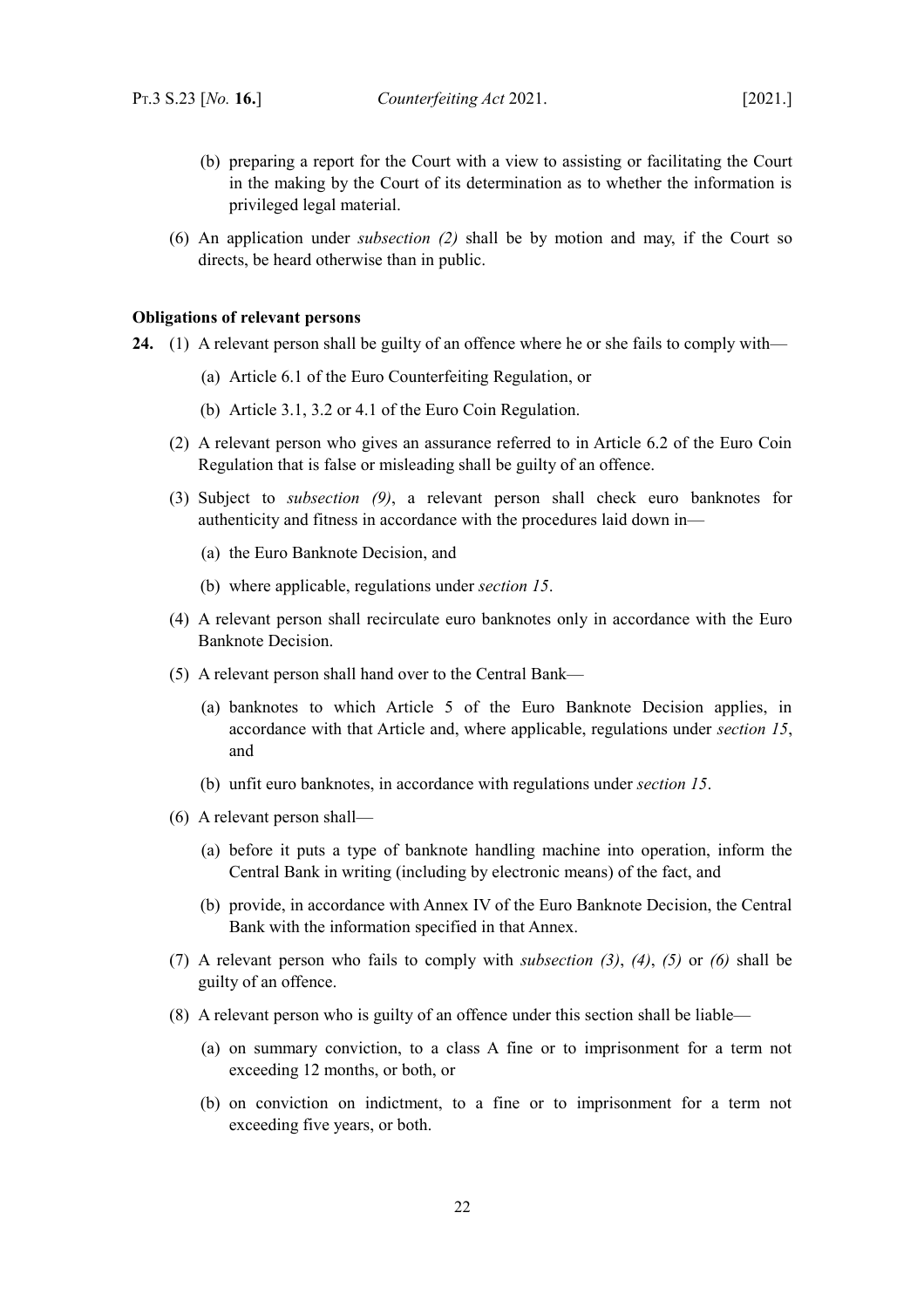(b) preparing a report for the Court with a view to assisting or facilitating the Court in the making by the Court of its determination as to whether the information is privileged legal material.

(6) An application under *subsection (2)* shall be by motion and may, if the Court so directs, be heard otherwise than in public.

**Obligations of relevant persons**

**24.** (1) A relevant person shall be guilty of an offence where he or she fails to comply with—

(a) Article 6.1 of the Euro Counterfeiting Regulation, or

(b) Article 3.1, 3.2 or 4.1 of the Euro Coin Regulation.

(2) A relevant person who gives an assurance referred to in Article 6.2 of the Euro Coin Regulation that is false or misleading shall be guilty of an offence.

(3) Subject to *subsection (9)*, a relevant person shall check euro banknotes for authenticity and fitness in accordance with the procedures laid down in—

(a) the Euro Banknote Decision, and

(b) where applicable, regulations under *section 15*.

(4) A relevant person shall recirculate euro banknotes only in accordance with the Euro Banknote Decision.

(5) A relevant person shall hand over to the Central Bank—

(a) banknotes to which Article 5 of the Euro Banknote Decision applies, in accordance with that Article and, where applicable, regulations under *section 15*, and

(b) unfit euro banknotes, in accordance with regulations under *section 15*.

(6) A relevant person shall—

(a) before it puts a type of banknote handling machine into operation, inform the Central Bank in writing (including by electronic means) of the fact, and

(b) provide, in accordance with Annex IV of the Euro Banknote Decision, the Central Bank with the information specified in that Annex.

(7) A relevant person who fails to comply with *subsection (3)*, *(4)*, *(5)* or *(6)* shall be guilty of an offence.

(8) A relevant person who is guilty of an offence under this section shall be liable—

(a) on summary conviction, to a class A fine or to imprisonment for a term not exceeding 12 months, or both, or

(b) on conviction on indictment, to a fine or to imprisonment for a term not exceeding five years, or both.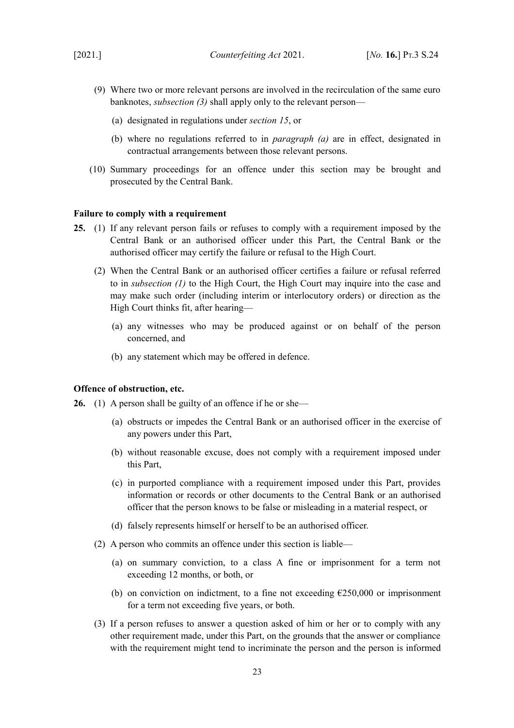(9) Where two or more relevant persons are involved in the recirculation of the same euro banknotes, *subsection (3)* shall apply only to the relevant person—

(a) designated in regulations under *section 15*, or

(b) where no regulations referred to in *paragraph (a)* are in effect, designated in contractual arrangements between those relevant persons.

(10) Summary proceedings for an offence under this section may be brought and prosecuted by the Central Bank.

**Failure to comply with a requirement**

**25.** (1) If any relevant person fails or refuses to comply with a requirement imposed by the Central Bank or an authorised officer under this Part, the Central Bank or the authorised officer may certify the failure or refusal to the High Court.

(2) When the Central Bank or an authorised officer certifies a failure or refusal referred to in *subsection (1)* to the High Court, the High Court may inquire into the case and may make such order (including interim or interlocutory orders) or direction as the High Court thinks fit, after hearing—

(a) any witnesses who may be produced against or on behalf of the person concerned, and

(b) any statement which may be offered in defence.

**Offence of obstruction, etc.**

**26.** (1) A person shall be guilty of an offence if he or she—

(a) obstructs or impedes the Central Bank or an authorised officer in the exercise of any powers under this Part,

(b) without reasonable excuse, does not comply with a requirement imposed under this Part,

(c) in purported compliance with a requirement imposed under this Part, provides information or records or other documents to the Central Bank or an authorised officer that the person knows to be false or misleading in a material respect, or

(d) falsely represents himself or herself to be an authorised officer.

(2) A person who commits an offence under this section is liable—

(a) on summary conviction, to a class A fine or imprisonment for a term not exceeding 12 months, or both, or

(b) on conviction on indictment, to a fine not exceeding €250,000 or imprisonment for a term not exceeding five years, or both.

(3) If a person refuses to answer a question asked of him or her or to comply with any other requirement made, under this Part, on the grounds that the answer or compliance with the requirement might tend to incriminate the person and the person is informed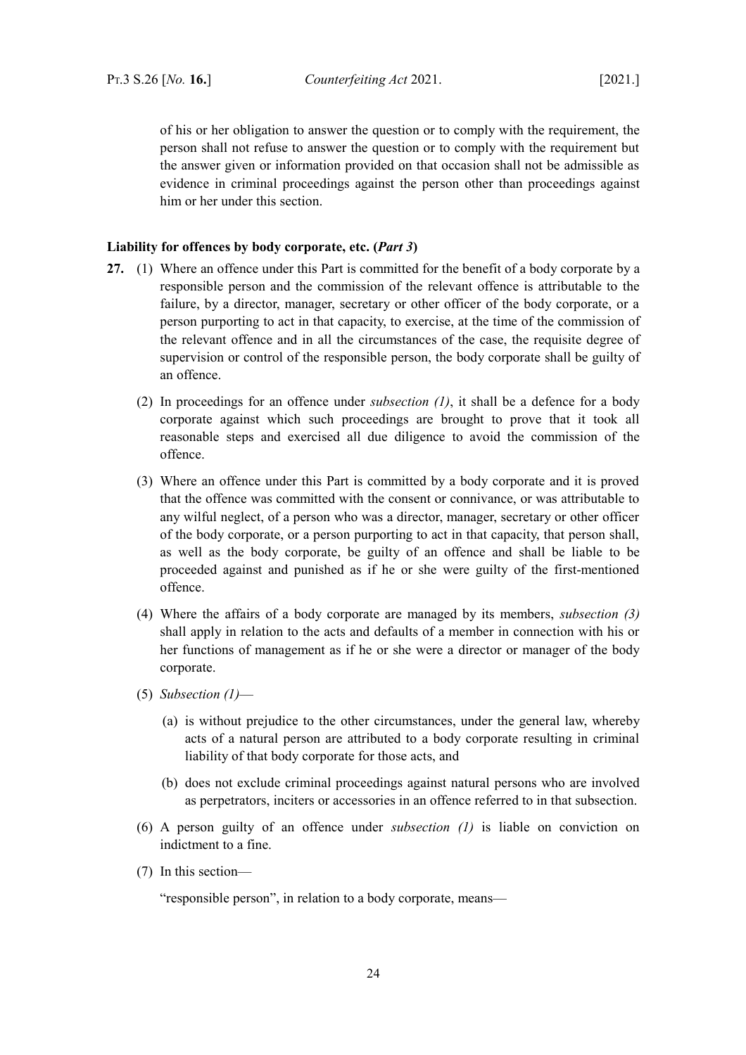of his or her obligation to answer the question or to comply with the requirement, the person shall not refuse to answer the question or to comply with the requirement but the answer given or information provided on that occasion shall not be admissible as evidence in criminal proceedings against the person other than proceedings against him or her under this section.

**Liability for offences by body corporate, etc. (*Part 3*)**

**27.** (1) Where an offence under this Part is committed for the benefit of a body corporate by a responsible person and the commission of the relevant offence is attributable to the failure, by a director, manager, secretary or other officer of the body corporate, or a person purporting to act in that capacity, to exercise, at the time of the commission of the relevant offence and in all the circumstances of the case, the requisite degree of supervision or control of the responsible person, the body corporate shall be guilty of an offence.

(2) In proceedings for an offence under *subsection (1)*, it shall be a defence for a body corporate against which such proceedings are brought to prove that it took all reasonable steps and exercised all due diligence to avoid the commission of the offence.

(3) Where an offence under this Part is committed by a body corporate and it is proved that the offence was committed with the consent or connivance, or was attributable to any wilful neglect, of a person who was a director, manager, secretary or other officer of the body corporate, or a person purporting to act in that capacity, that person shall, as well as the body corporate, be guilty of an offence and shall be liable to be proceeded against and punished as if he or she were guilty of the first-mentioned offence.

(4) Where the affairs of a body corporate are managed by its members, *subsection (3)* shall apply in relation to the acts and defaults of a member in connection with his or her functions of management as if he or she were a director or manager of the body corporate.

(5) *Subsection (1)*—

(a) is without prejudice to the other circumstances, under the general law, whereby acts of a natural person are attributed to a body corporate resulting in criminal liability of that body corporate for those acts, and

(b) does not exclude criminal proceedings against natural persons who are involved as perpetrators, inciters or accessories in an offence referred to in that subsection.

(6) A person guilty of an offence under *subsection (1)* is liable on conviction on indictment to a fine.

(7) In this section—

"responsible person", in relation to a body corporate, means—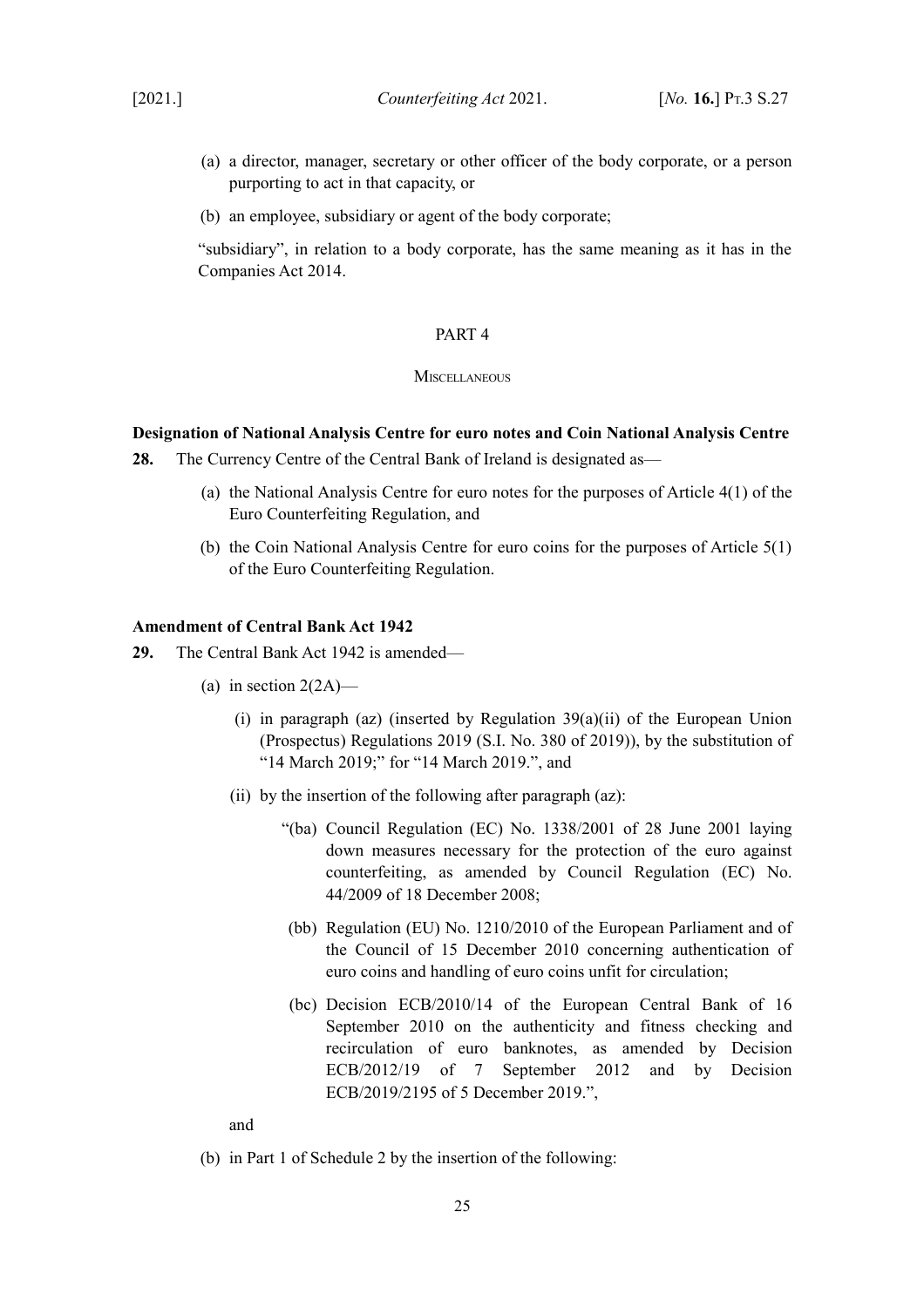(a) a director, manager, secretary or other officer of the body corporate, or a person purporting to act in that capacity, or

(b) an employee, subsidiary or agent of the body corporate;

"subsidiary", in relation to a body corporate, has the same meaning as it has in the Companies Act 2014.

## PART 4

### Miscellaneous

**Designation of National Analysis Centre for euro notes and Coin National Analysis Centre**

**28.** The Currency Centre of the Central Bank of Ireland is designated as—

(a) the National Analysis Centre for euro notes for the purposes of Article 4(1) of the Euro Counterfeiting Regulation, and

(b) the Coin National Analysis Centre for euro coins for the purposes of Article 5(1) of the Euro Counterfeiting Regulation.

**Amendment of Central Bank Act 1942**

**29.** The Central Bank Act 1942 is amended—

(a) in section 2(2A)—

(i) in paragraph (az) (inserted by Regulation 39(a)(ii) of the European Union (Prospectus) Regulations 2019 (S.I. No. 380 of 2019)), by the substitution of "14 March 2019;" for "14 March 2019.", and

(ii) by the insertion of the following after paragraph (az):

"(ba) Council Regulation (EC) No. 1338/2001 of 28 June 2001 laying down measures necessary for the protection of the euro against counterfeiting, as amended by Council Regulation (EC) No. 44/2009 of 18 December 2008;

(bb) Regulation (EU) No. 1210/2010 of the European Parliament and of the Council of 15 December 2010 concerning authentication of euro coins and handling of euro coins unfit for circulation;

(bc) Decision ECB/2010/14 of the European Central Bank of 16 September 2010 on the authenticity and fitness checking and recirculation of euro banknotes, as amended by Decision ECB/2012/19 of 7 September 2012 and by Decision ECB/2019/2195 of 5 December 2019.",

and

(b) in Part 1 of Schedule 2 by the insertion of the following: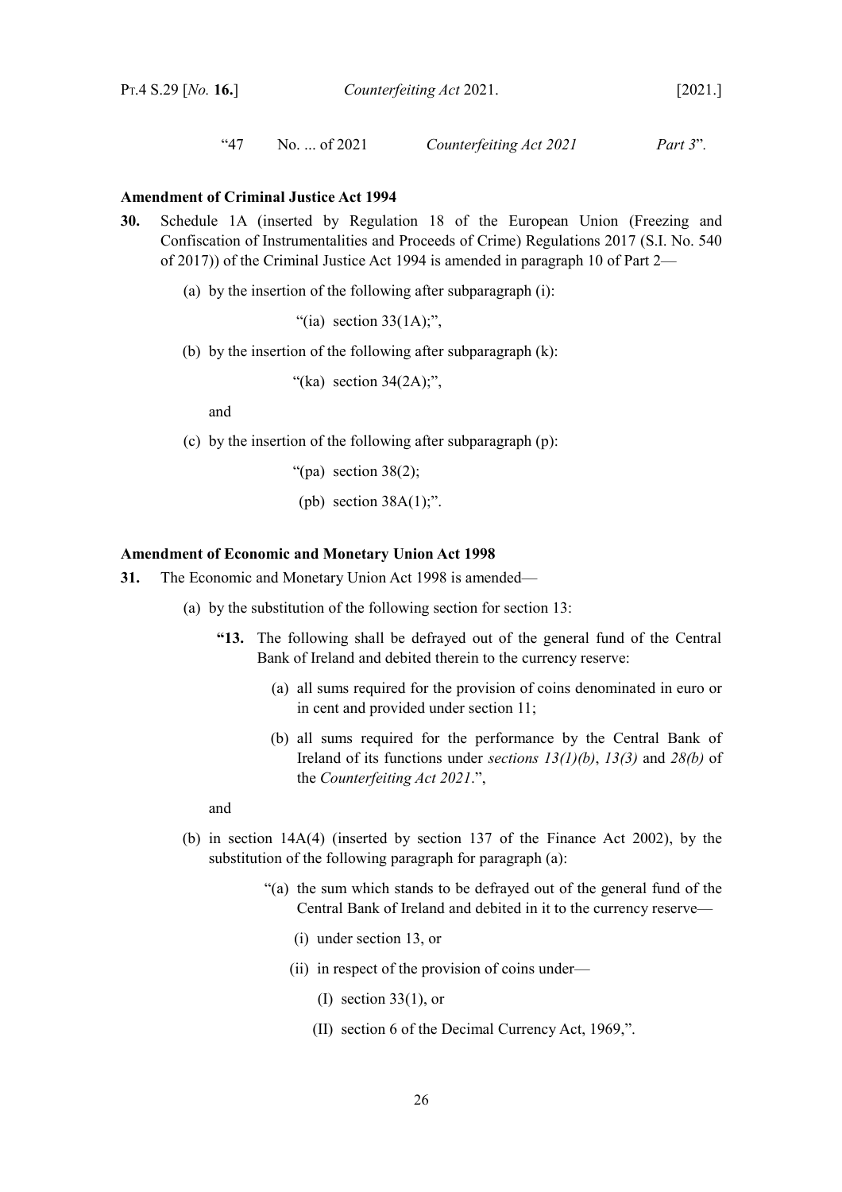“47 No. ... of 2021 *Counterfeiting Act 2021* *Part 3*”.

**Amendment of Criminal Justice Act 1994**

**30.** Schedule 1A (inserted by Regulation 18 of the European Union (Freezing and Confiscation of Instrumentalities and Proceeds of Crime) Regulations 2017 (S.I. No. 540 of 2017)) of the Criminal Justice Act 1994 is amended in paragraph 10 of Part 2—

(a) by the insertion of the following after subparagraph (i):

“(ia) section 33(1A);”,

(b) by the insertion of the following after subparagraph (k):

“(ka) section 34(2A);”,

and

(c) by the insertion of the following after subparagraph (p):

“(pa) section 38(2);

(pb) section 38A(1);”.

**Amendment of Economic and Monetary Union Act 1998**

**31.** The Economic and Monetary Union Act 1998 is amended—

(a) by the substitution of the following section for section 13:

**“13.** The following shall be defrayed out of the general fund of the Central Bank of Ireland and debited therein to the currency reserve:

(a) all sums required for the provision of coins denominated in euro or in cent and provided under section 11;

(b) all sums required for the performance by the Central Bank of Ireland of its functions under *sections 13(1)(b)*, *13(3)* and *28(b)* of the *Counterfeiting Act 2021*.”,

and

(b) in section 14A(4) (inserted by section 137 of the Finance Act 2002), by the substitution of the following paragraph for paragraph (a):

“(a) the sum which stands to be defrayed out of the general fund of the Central Bank of Ireland and debited in it to the currency reserve—

(i) under section 13, or

(ii) in respect of the provision of coins under—

(I) section 33(1), or

(II) section 6 of the Decimal Currency Act, 1969,”.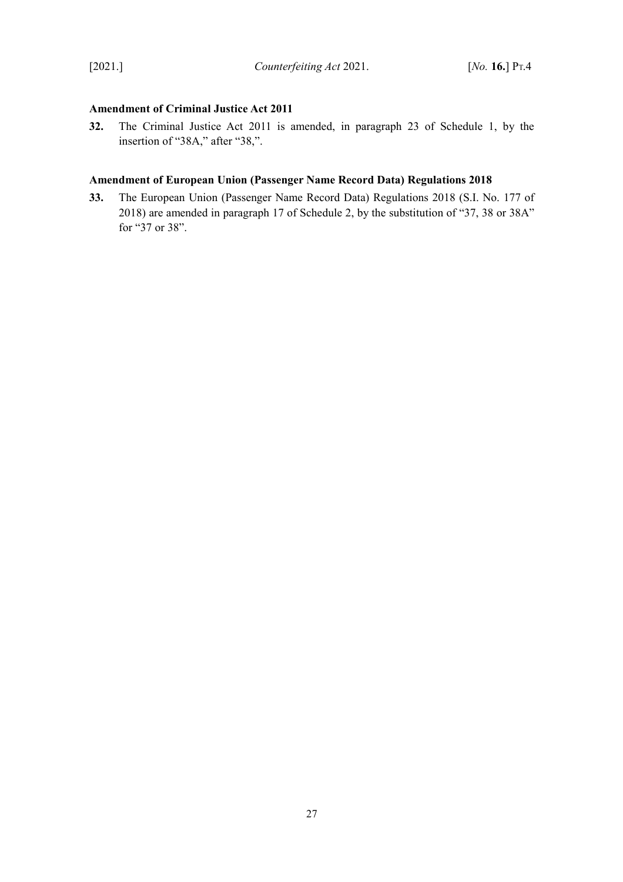**Amendment of Criminal Justice Act 2011**

**32.** The Criminal Justice Act 2011 is amended, in paragraph 23 of Schedule 1, by the insertion of "38A," after "38,".

**Amendment of European Union (Passenger Name Record Data) Regulations 2018**

**33.** The European Union (Passenger Name Record Data) Regulations 2018 (S.I. No. 177 of 2018) are amended in paragraph 17 of Schedule 2, by the substitution of "37, 38 or 38A" for "37 or 38".